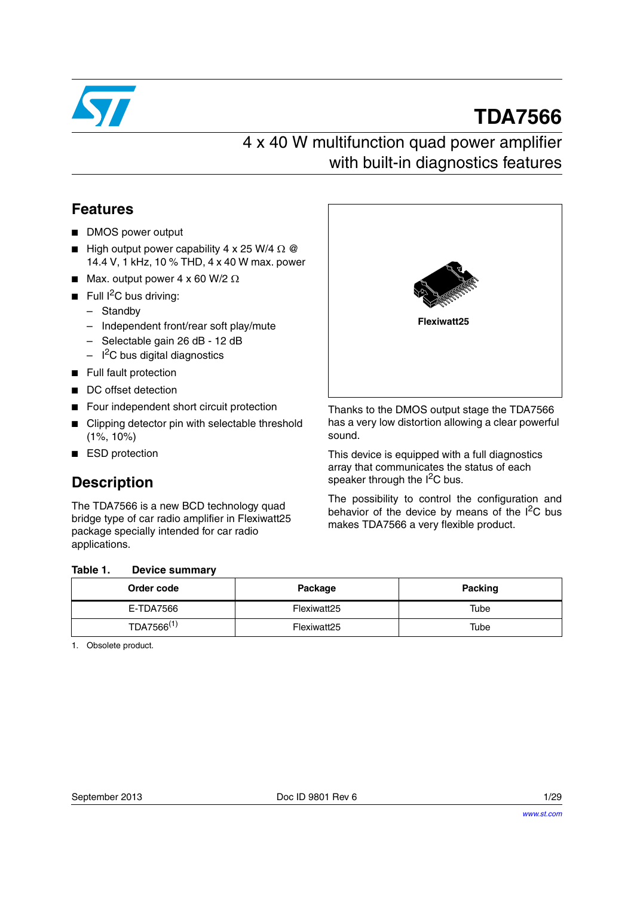# TDA7566

## 4 x 40 W multifunction quad power amplifier with built-in diagnostics features

## Features

- DMOS power output
- High output power capability 4 x 25 W/4 Ω @ 14.4 V, 1 kHz, 10 % THD, 4 x 40 W max. power
- Max. output power 4 x 60 W/2 Ω
- Full $I^2C$ bus driving:
  - Standby
  - Independent front/rear soft play/mute
  - Selectable gain 26 dB - 12 dB
  - $I^2C$ bus digital diagnostics
- Full fault protection
- DC offset detection
- Four independent short circuit protection
- Clipping detector pin with selectable threshold (1%, 10%)
- ESD protection

Flexiwatt25

## Description

The TDA7566 is a new BCD technology quad bridge type of car radio amplifier in Flexiwatt25 package specially intended for car radio applications.

Thanks to the DMOS output stage the TDA7566 has a very low distortion allowing a clear powerful sound.

This device is equipped with a full diagnostics array that communicates the status of each speaker through the $I^2C$ bus.

The possibility to control the configuration and behavior of the device by means of the $I^2C$ bus makes TDA7566 a very flexible product.

**Table 1. Device summary**

| Order code | Package | Packing |
|---|---|---|
| E-TDA7566 | Flexiwatt25 | Tube |
| TDA7566[1] | Flexiwatt25 | Tube |

1. Obsolete product.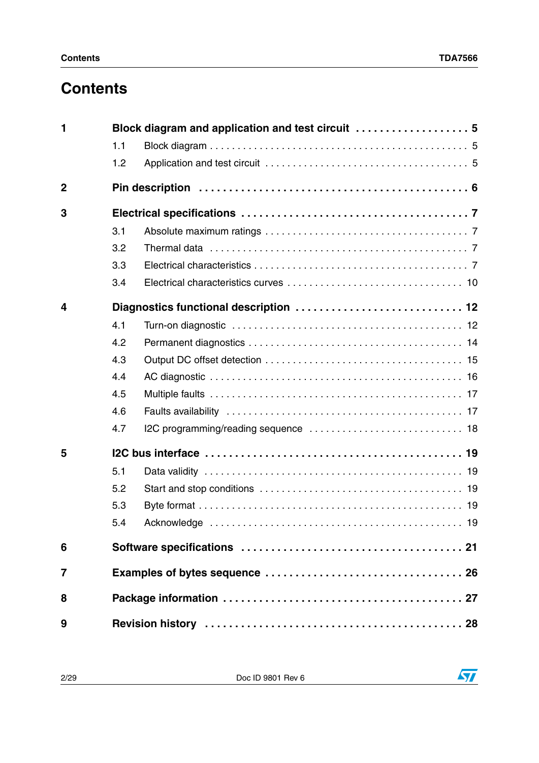# Contents

**1 Block diagram and application and test circuit . . . . . . . . . . . . . . . . . . . 5**

- 1.1 Block diagram . . . . . . . . . . . . . . . . . . . . . . . . . . . . . . . . . . . . . . . . . . . . 5
- 1.2 Application and test circuit . . . . . . . . . . . . . . . . . . . . . . . . . . . . . . . . . 5

**2 Pin description . . . . . . . . . . . . . . . . . . . . . . . . . . . . . . . . . . . . . . . . . 6**

**3 Electrical specifications . . . . . . . . . . . . . . . . . . . . . . . . . . . . . . . . . . . 7**

- 3.1 Absolute maximum ratings . . . . . . . . . . . . . . . . . . . . . . . . . . . . . . . . . 7
- 3.2 Thermal data . . . . . . . . . . . . . . . . . . . . . . . . . . . . . . . . . . . . . . . . . . . 7
- 3.3 Electrical characteristics . . . . . . . . . . . . . . . . . . . . . . . . . . . . . . . . . . . 7
- 3.4 Electrical characteristics curves . . . . . . . . . . . . . . . . . . . . . . . . . . . . . 10

**4 Diagnostics functional description . . . . . . . . . . . . . . . . . . . . . . . . . . . 12**

- 4.1 Turn-on diagnostic . . . . . . . . . . . . . . . . . . . . . . . . . . . . . . . . . . . . . . 12
- 4.2 Permanent diagnostics . . . . . . . . . . . . . . . . . . . . . . . . . . . . . . . . . . . 14
- 4.3 Output DC offset detection . . . . . . . . . . . . . . . . . . . . . . . . . . . . . . . . 15
- 4.4 AC diagnostic . . . . . . . . . . . . . . . . . . . . . . . . . . . . . . . . . . . . . . . . . . 16
- 4.5 Multiple faults . . . . . . . . . . . . . . . . . . . . . . . . . . . . . . . . . . . . . . . . . 17
- 4.6 Faults availability . . . . . . . . . . . . . . . . . . . . . . . . . . . . . . . . . . . . . . . 17
- 4.7 I2C programming/reading sequence . . . . . . . . . . . . . . . . . . . . . . . . . 18

**5 I2C bus interface . . . . . . . . . . . . . . . . . . . . . . . . . . . . . . . . . . . . . . . . 19**

- 5.1 Data validity . . . . . . . . . . . . . . . . . . . . . . . . . . . . . . . . . . . . . . . . . . . 19
- 5.2 Start and stop conditions . . . . . . . . . . . . . . . . . . . . . . . . . . . . . . . . . . 19
- 5.3 Byte format . . . . . . . . . . . . . . . . . . . . . . . . . . . . . . . . . . . . . . . . . . . 19
- 5.4 Acknowledge . . . . . . . . . . . . . . . . . . . . . . . . . . . . . . . . . . . . . . . . . . 19

**6 Software specifications . . . . . . . . . . . . . . . . . . . . . . . . . . . . . . . . . . . 21**

**7 Examples of bytes sequence . . . . . . . . . . . . . . . . . . . . . . . . . . . . . . . 26**

**8 Package information . . . . . . . . . . . . . . . . . . . . . . . . . . . . . . . . . . . . . 27**

**9 Revision history . . . . . . . . . . . . . . . . . . . . . . . . . . . . . . . . . . . . . . . . 28**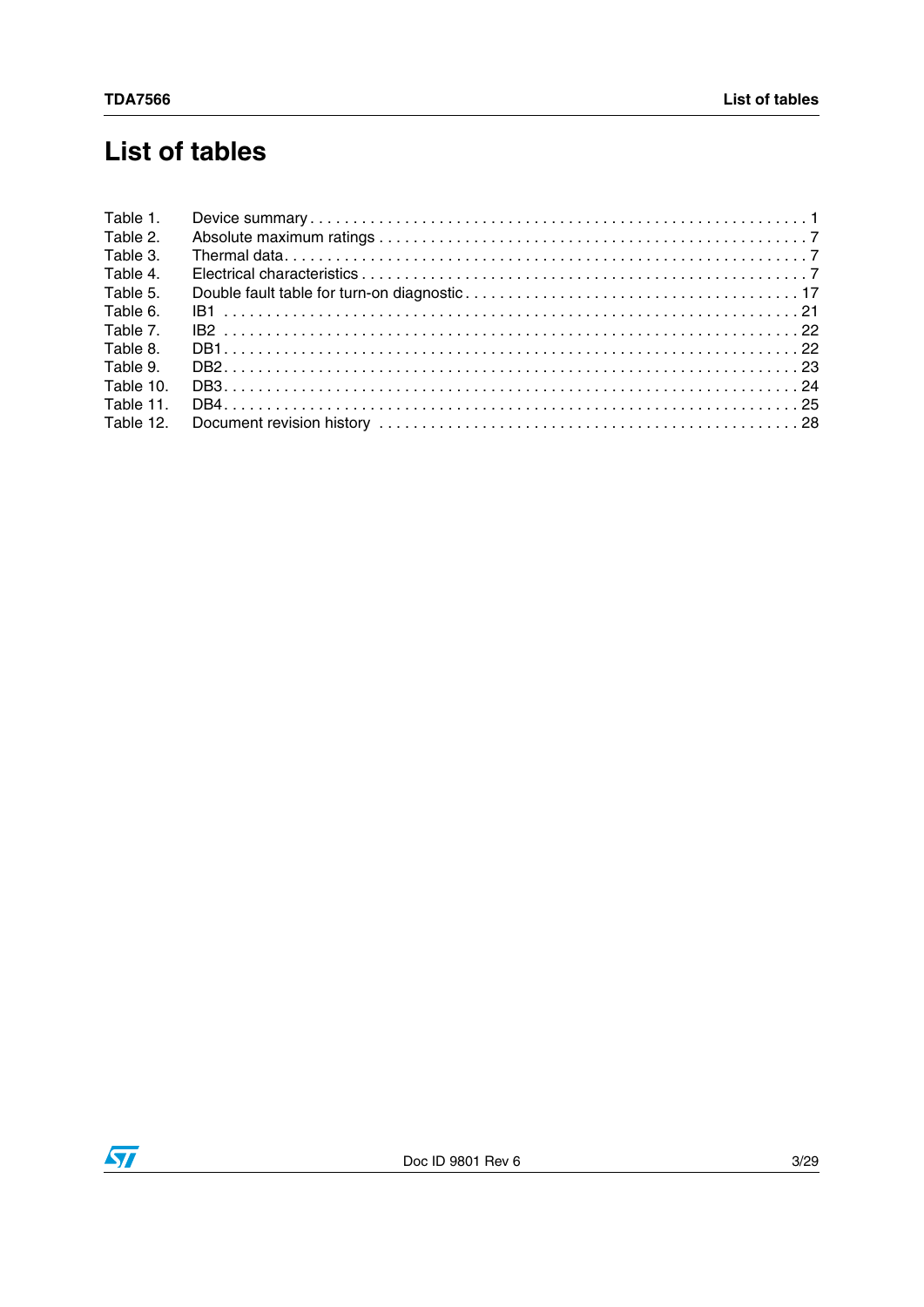# List of tables

Table 1. Device summary . . . . . . . . . . . . . . . . . . . . . . . . . . . . . . . . . . . . . . . . . . . . . . . . . . . . . . . . . . 1
Table 2. Absolute maximum ratings . . . . . . . . . . . . . . . . . . . . . . . . . . . . . . . . . . . . . . . . . . . . . . . . . 7
Table 3. Thermal data. . . . . . . . . . . . . . . . . . . . . . . . . . . . . . . . . . . . . . . . . . . . . . . . . . . . . . . . . . . . 7
Table 4. Electrical characteristics . . . . . . . . . . . . . . . . . . . . . . . . . . . . . . . . . . . . . . . . . . . . . . . . . . . 7
Table 5. Double fault table for turn-on diagnostic . . . . . . . . . . . . . . . . . . . . . . . . . . . . . . . . . . . . . . 17
Table 6. IB1 . . . . . . . . . . . . . . . . . . . . . . . . . . . . . . . . . . . . . . . . . . . . . . . . . . . . . . . . . . . . . . . . . . 21
Table 7. IB2 . . . . . . . . . . . . . . . . . . . . . . . . . . . . . . . . . . . . . . . . . . . . . . . . . . . . . . . . . . . . . . . . . . 22
Table 8. DB1. . . . . . . . . . . . . . . . . . . . . . . . . . . . . . . . . . . . . . . . . . . . . . . . . . . . . . . . . . . . . . . . . . 22
Table 9. DB2. . . . . . . . . . . . . . . . . . . . . . . . . . . . . . . . . . . . . . . . . . . . . . . . . . . . . . . . . . . . . . . . . . 23
Table 10. DB3. . . . . . . . . . . . . . . . . . . . . . . . . . . . . . . . . . . . . . . . . . . . . . . . . . . . . . . . . . . . . . . . . . 24
Table 11. DB4. . . . . . . . . . . . . . . . . . . . . . . . . . . . . . . . . . . . . . . . . . . . . . . . . . . . . . . . . . . . . . . . . . 25
Table 12. Document revision history . . . . . . . . . . . . . . . . . . . . . . . . . . . . . . . . . . . . . . . . . . . . . . . . 28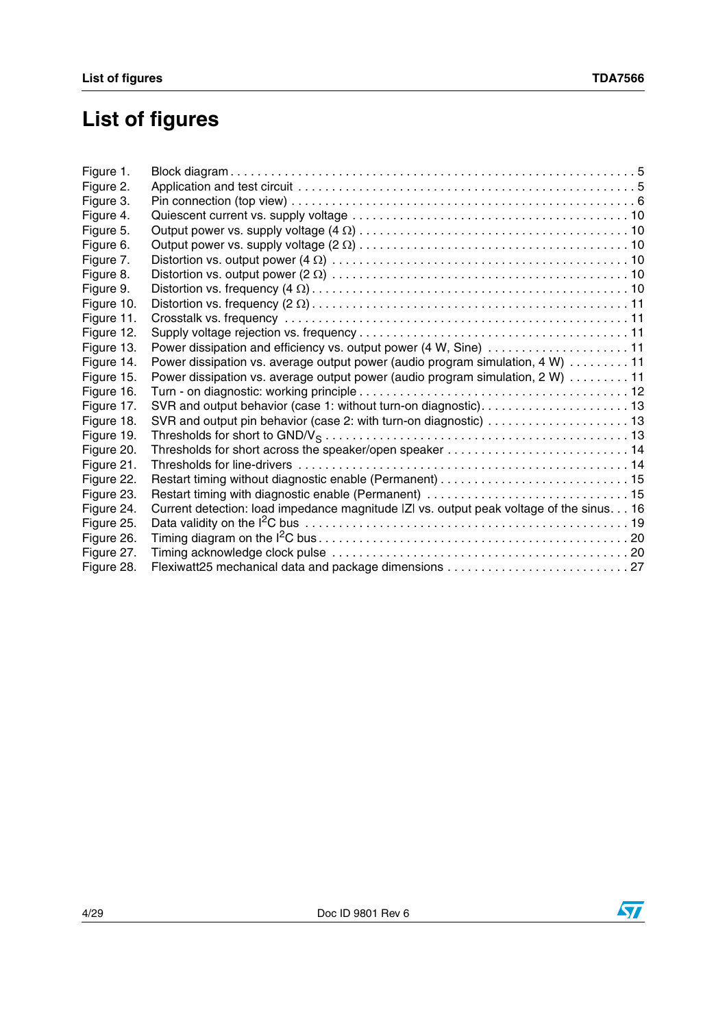# List of figures

| | | |
|---|---|---|
| Figure 1. | Block diagram | 5 |
| Figure 2. | Application and test circuit | 5 |
| Figure 3. | Pin connection (top view) | 6 |
| Figure 4. | Quiescent current vs. supply voltage | 10 |
| Figure 5. | Output power vs. supply voltage (4 Ω) | 10 |
| Figure 6. | Output power vs. supply voltage (2 Ω) | 10 |
| Figure 7. | Distortion vs. output power (4 Ω) | 10 |
| Figure 8. | Distortion vs. output power (2 Ω) | 10 |
| Figure 9. | Distortion vs. frequency (4 Ω) | 10 |
| Figure 10. | Distortion vs. frequency (2 Ω) | 11 |
| Figure 11. | Crosstalk vs. frequency | 11 |
| Figure 12. | Supply voltage rejection vs. frequency | 11 |
| Figure 13. | Power dissipation and efficiency vs. output power (4 W, Sine) | 11 |
| Figure 14. | Power dissipation vs. average output power (audio program simulation, 4 W) | 11 |
| Figure 15. | Power dissipation vs. average output power (audio program simulation, 2 W) | 11 |
| Figure 16. | Turn - on diagnostic: working principle | 12 |
| Figure 17. | SVR and output behavior (case 1: without turn-on diagnostic). | 13 |
| Figure 18. | SVR and output pin behavior (case 2: with turn-on diagnostic) | 13 |
| Figure 19. | Thresholds for short to GND/$V_S$ | 13 |
| Figure 20. | Thresholds for short across the speaker/open speaker | 14 |
| Figure 21. | Thresholds for line-drivers | 14 |
| Figure 22. | Restart timing without diagnostic enable (Permanent) | 15 |
| Figure 23. | Restart timing with diagnostic enable (Permanent) | 15 |
| Figure 24. | Current detection: load impedance magnitude \|Z\| vs. output peak voltage of the sinus | 16 |
| Figure 25. | Data validity on the $I^2C$ bus | 19 |
| Figure 26. | Timing diagram on the $I^2C$ bus | 20 |
| Figure 27. | Timing acknowledge clock pulse | 20 |
| Figure 28. | Flexiwatt25 mechanical data and package dimensions | 27 |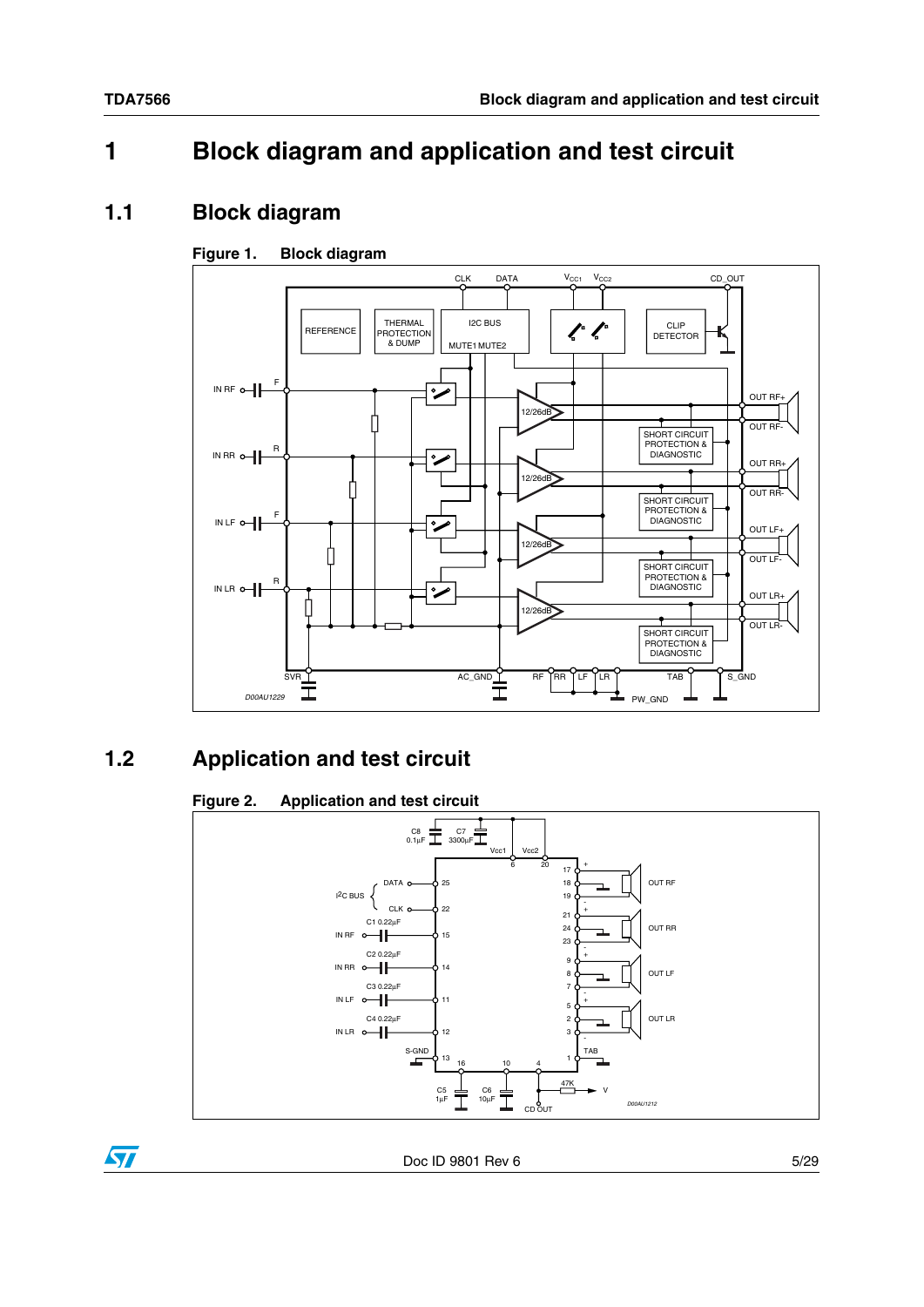# 1 Block diagram and application and test circuit

## 1.1 Block diagram

**Figure 1. Block diagram**

## 1.2 Application and test circuit

**Figure 2. Application and test circuit**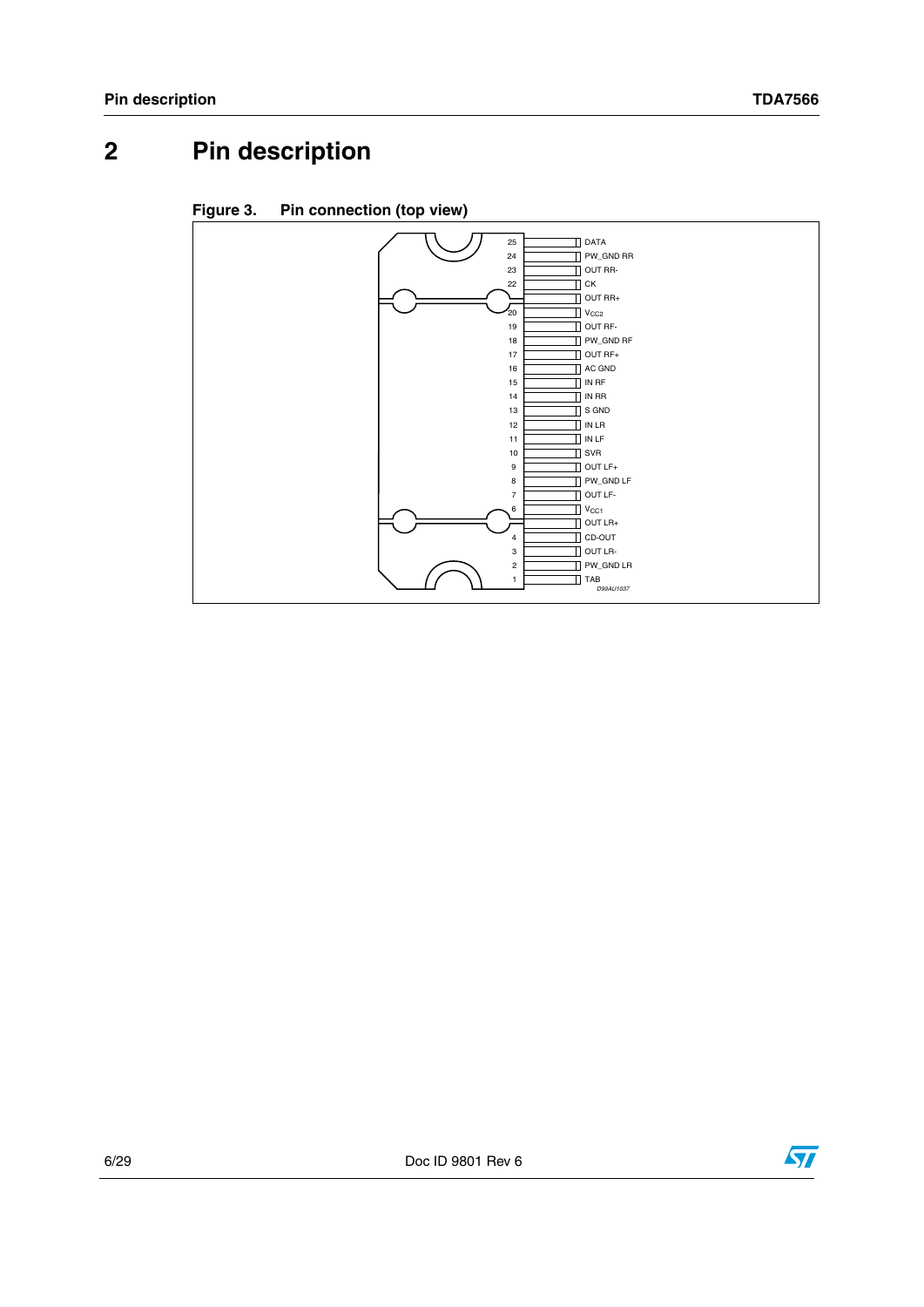# 2 Pin description

**Figure 3. Pin connection (top view)**

| Pin | Name |
|---|---|
| 25 | DATA |
| 24 | PW_GND RR |
| 23 | OUT RR- |
| 22 | CK |
| 21 | OUT RR+ |
| 20 | $V_{CC2}$ |
| 19 | OUT RF- |
| 18 | PW_GND RF |
| 17 | OUT RF+ |
| 16 | AC GND |
| 15 | IN RF |
| 14 | IN RR |
| 13 | S GND |
| 12 | IN LR |
| 11 | IN LF |
| 10 | SVR |
| 9 | OUT LF+ |
| 8 | PW_GND LF |
| 7 | OUT LF- |
| 6 | $V_{CC1}$ |
| 5 | OUT LR+ |
| 4 | CD-OUT |
| 3 | OUT LR- |
| 2 | PW_GND LR |
| 1 | TAB |

D99AU1037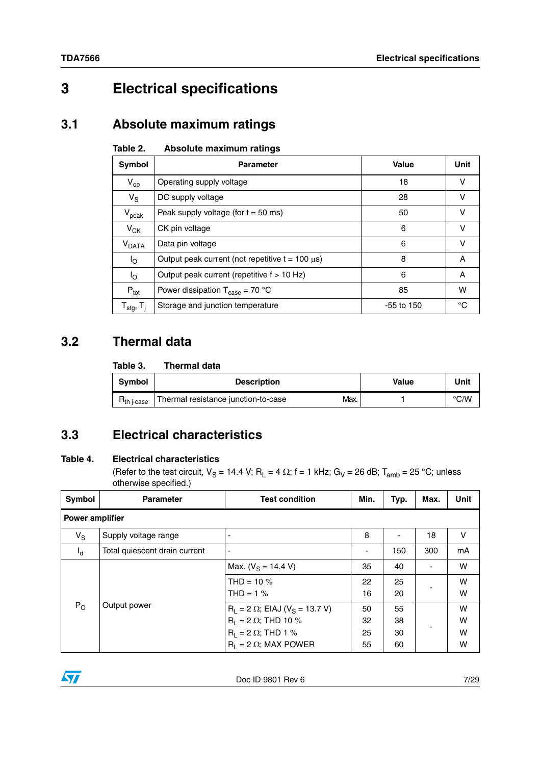# 3 Electrical specifications

## 3.1 Absolute maximum ratings

Table 2. Absolute maximum ratings

| Symbol | Parameter | Value | Unit |
|---|---|---|---|
| $V_{op}$ | Operating supply voltage | 18 | V |
| $V_S$ | DC supply voltage | 28 | V |
| $V_{peak}$ | Peak supply voltage (for t = 50 ms) | 50 | V |
| $V_{CK}$ | CK pin voltage | 6 | V |
| $V_{DATA}$ | Data pin voltage | 6 | V |
| $I_O$ | Output peak current (not repetitive t = 100 µs) | 8 | A |
| $I_O$ | Output peak current (repetitive f > 10 Hz) | 6 | A |
| $P_{tot}$ | Power dissipation $T_{case}$ = 70 °C | 85 | W |
| $T_{stg}$, $T_j$ | Storage and junction temperature | -55 to 150 | °C |

## 3.2 Thermal data

Table 3. Thermal data

| Symbol | Description | | Value | Unit |
|---|---|---|---|---|
| $R_{th\ j\text{-}case}$ | Thermal resistance junction-to-case | Max. | 1 | °C/W |

## 3.3 Electrical characteristics

Table 4. Electrical characteristics
(Refer to the test circuit, $V_S$ = 14.4 V; $R_L$ = 4 Ω; f = 1 kHz; $G_V$ = 26 dB; $T_{amb}$ = 25 °C; unless otherwise specified.)

| Symbol | Parameter | Test condition | Min. | Typ. | Max. | Unit |
|---|---|---|---|---|---|---|
| **Power amplifier** | | | | | | |
| $V_S$ | Supply voltage range | - | 8 | - | 18 | V |
| $I_d$ | Total quiescent drain current | - | - | 150 | 300 | mA |
| $P_O$ | Output power | Max. ($V_S$ = 14.4 V) | 35 | 40 | - | W |
| | | THD = 10 %<br>THD = 1 % | 22<br>16 | 25<br>20 | - | W<br>W |
| | | $R_L$ = 2 Ω; EIAJ ($V_S$ = 13.7 V)<br>$R_L$ = 2 Ω; THD 10 %<br>$R_L$ = 2 Ω; THD 1 %<br>$R_L$ = 2 Ω; MAX POWER | 50<br>32<br>25<br>55 | 55<br>38<br>30<br>60 | - | W<br>W<br>W<br>W |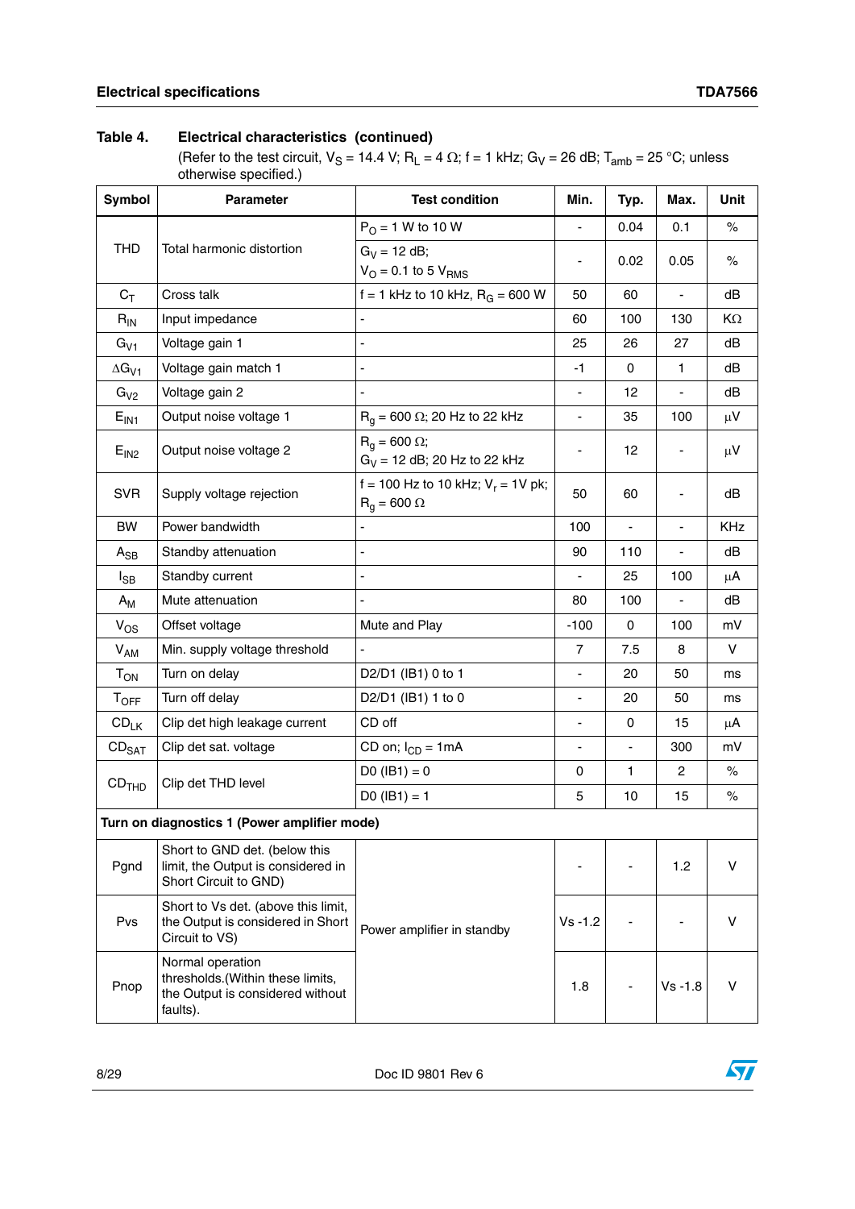**Table 4. Electrical characteristics (continued)**

(Refer to the test circuit, $V_S$ = 14.4 V; $R_L$ = 4 Ω; f = 1 kHz; $G_V$ = 26 dB; $T_{amb}$ = 25 °C; unless otherwise specified.)

| Symbol | Parameter | Test condition | Min. | Typ. | Max. | Unit |
|---|---|---|---|---|---|---|
| THD | Total harmonic distortion | $P_O$ = 1 W to 10 W | - | 0.04 | 0.1 | % |
| | | $G_V$ = 12 dB; $V_O$ = 0.1 to 5 $V_{RMS}$ | - | 0.02 | 0.05 | % |
| $C_T$ | Cross talk | f = 1 kHz to 10 kHz, $R_G$ = 600 W | 50 | 60 | - | dB |
| $R_{IN}$ | Input impedance | - | 60 | 100 | 130 | KΩ |
| $G_{V1}$ | Voltage gain 1 | - | 25 | 26 | 27 | dB |
| $\Delta G_{V1}$ | Voltage gain match 1 | - | -1 | 0 | 1 | dB |
| $G_{V2}$ | Voltage gain 2 | - | - | 12 | - | dB |
| $E_{IN1}$ | Output noise voltage 1 | $R_g$ = 600 Ω; 20 Hz to 22 kHz | - | 35 | 100 | µV |
| $E_{IN2}$ | Output noise voltage 2 | $R_g$ = 600 Ω; $G_V$ = 12 dB; 20 Hz to 22 kHz | - | 12 | - | µV |
| SVR | Supply voltage rejection | f = 100 Hz to 10 kHz; $V_r$ = 1V pk; $R_g$ = 600 Ω | 50 | 60 | - | dB |
| BW | Power bandwidth | - | 100 | - | - | KHz |
| $A_{SB}$ | Standby attenuation | - | 90 | 110 | - | dB |
| $I_{SB}$ | Standby current | - | - | 25 | 100 | µA |
| $A_M$ | Mute attenuation | - | 80 | 100 | - | dB |
| $V_{OS}$ | Offset voltage | Mute and Play | -100 | 0 | 100 | mV |
| $V_{AM}$ | Min. supply voltage threshold | - | 7 | 7.5 | 8 | V |
| $T_{ON}$ | Turn on delay | D2/D1 (IB1) 0 to 1 | - | 20 | 50 | ms |
| $T_{OFF}$ | Turn off delay | D2/D1 (IB1) 1 to 0 | - | 20 | 50 | ms |
| $CD_{LK}$ | Clip det high leakage current | CD off | - | 0 | 15 | µA |
| $CD_{SAT}$ | Clip det sat. voltage | CD on; $I_{CD}$ = 1mA | - | - | 300 | mV |
| $CD_{THD}$ | Clip det THD level | D0 (IB1) = 0 | 0 | 1 | 2 | % |
| | | D0 (IB1) = 1 | 5 | 10 | 15 | % |
| **Turn on diagnostics 1 (Power amplifier mode)** | | | | | | |
| Pgnd | Short to GND det. (below this limit, the Output is considered in Short Circuit to GND) | Power amplifier in standby | - | - | 1.2 | V |
| Pvs | Short to Vs det. (above this limit, the Output is considered in Short Circuit to VS) | Power amplifier in standby | Vs -1.2 | - | - | V |
| Pnop | Normal operation thresholds.(Within these limits, the Output is considered without faults). | Power amplifier in standby | 1.8 | - | Vs -1.8 | V |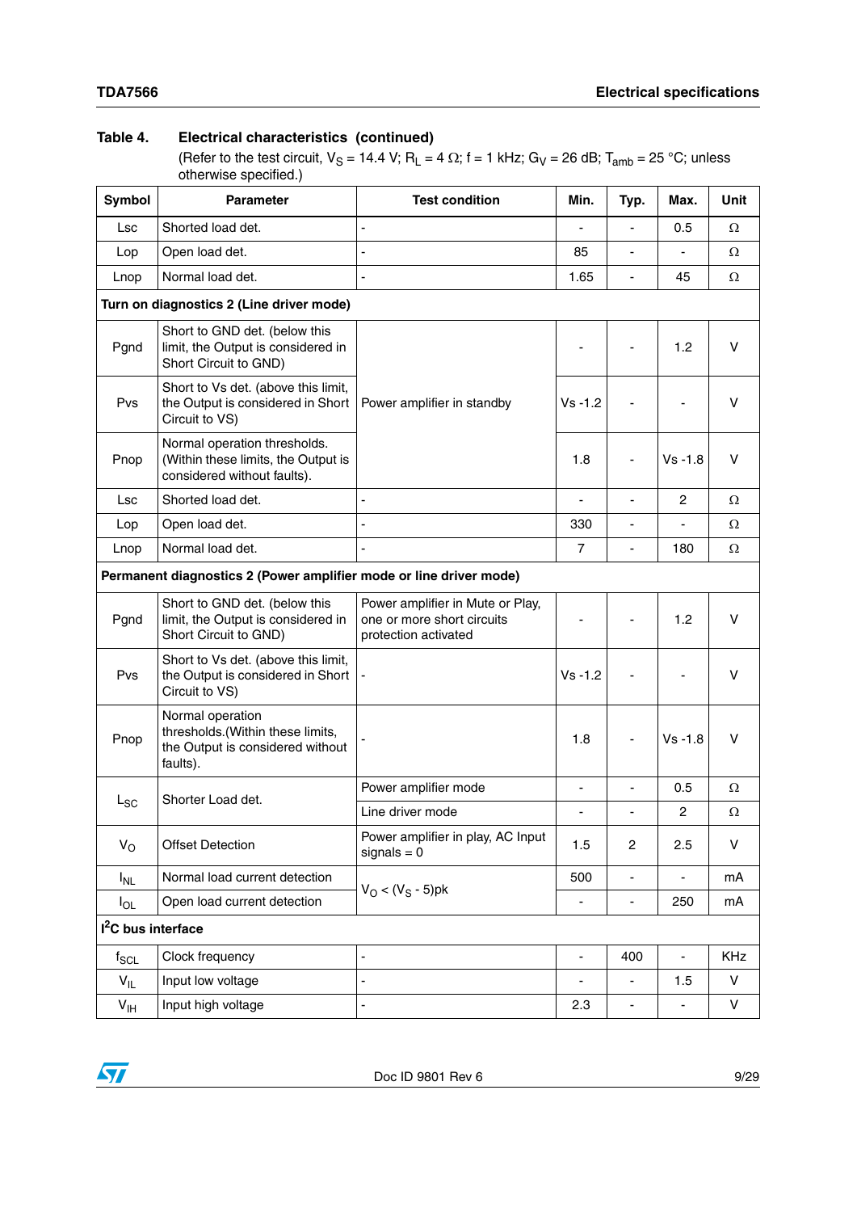**Table 4. Electrical characteristics (continued)**

(Refer to the test circuit, $V_S$ = 14.4 V; $R_L$ = 4 Ω; f = 1 kHz; $G_V$ = 26 dB; $T_{amb}$ = 25 °C; unless otherwise specified.)

| Symbol | Parameter | Test condition | Min. | Typ. | Max. | Unit |
|---|---|---|---|---|---|---|
| Lsc | Shorted load det. | - | - | - | 0.5 | Ω |
| Lop | Open load det. | - | 85 | - | - | Ω |
| Lnop | Normal load det. | - | 1.65 | - | 45 | Ω |
| **Turn on diagnostics 2 (Line driver mode)** | | | | | | |
| Pgnd | Short to GND det. (below this limit, the Output is considered in Short Circuit to GND) | Power amplifier in standby | - | - | 1.2 | V |
| Pvs | Short to Vs det. (above this limit, the Output is considered in Short Circuit to VS) | Power amplifier in standby | Vs -1.2 | - | - | V |
| Pnop | Normal operation thresholds. (Within these limits, the Output is considered without faults). | Power amplifier in standby | 1.8 | - | Vs -1.8 | V |
| Lsc | Shorted load det. | - | - | - | 2 | Ω |
| Lop | Open load det. | - | 330 | - | - | Ω |
| Lnop | Normal load det. | - | 7 | - | 180 | Ω |
| **Permanent diagnostics 2 (Power amplifier mode or line driver mode)** | | | | | | |
| Pgnd | Short to GND det. (below this limit, the Output is considered in Short Circuit to GND) | Power amplifier in Mute or Play, one or more short circuits protection activated | - | - | 1.2 | V |
| Pvs | Short to Vs det. (above this limit, the Output is considered in Short Circuit to VS) | - | Vs -1.2 | - | - | V |
| Pnop | Normal operation thresholds.(Within these limits, the Output is considered without faults). | - | 1.8 | - | Vs -1.8 | V |
| $L_{SC}$ | Shorter Load det. | Power amplifier mode | - | - | 0.5 | Ω |
| | | Line driver mode | - | - | 2 | Ω |
| $V_O$ | Offset Detection | Power amplifier in play, AC Input signals = 0 | 1.5 | 2 | 2.5 | V |
| $I_{NL}$ | Normal load current detection | $V_O$ < ($V_S$ - 5)pk | 500 | - | - | mA |
| $I_{OL}$ | Open load current detection | $V_O$ < ($V_S$ - 5)pk | - | - | 250 | mA |
| **$I^2C$ bus interface** | | | | | | |
| $f_{SCL}$ | Clock frequency | - | - | 400 | - | KHz |
| $V_{IL}$ | Input low voltage | - | - | - | 1.5 | V |
| $V_{IH}$ | Input high voltage | - | 2.3 | - | - | V |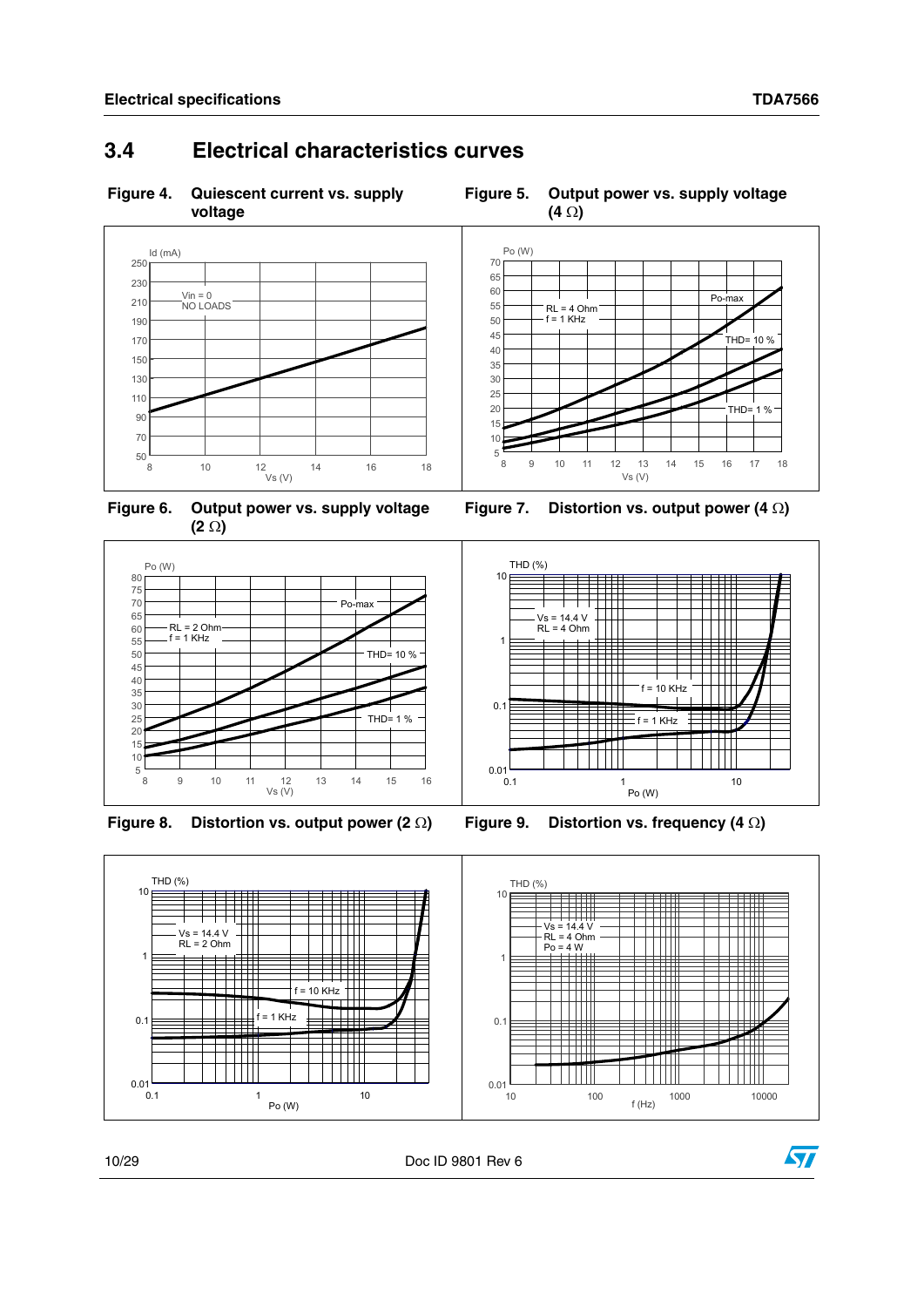## 3.4 Electrical characteristics curves

**Figure 4. Quiescent current vs. supply voltage**

Id (mA)

Vin = 0
NO LOADS

Vs (V)

**Figure 5. Output power vs. supply voltage (4 Ω)**

Po (W)

RL = 4 Ohm
f = 1 KHz

Po-max

THD= 10 %

THD= 1 %

Vs (V)

**Figure 6. Output power vs. supply voltage (2 Ω)**

Po (W)

RL = 2 Ohm
f = 1 KHz

Po-max

THD= 10 %

THD= 1 %

Vs (V)

**Figure 7. Distortion vs. output power (4 Ω)**

THD (%)

Vs = 14.4 V
RL = 4 Ohm

f = 10 KHz

f = 1 KHz

Po (W)

**Figure 8. Distortion vs. output power (2 Ω)**

THD (%)

Vs = 14.4 V
RL = 2 Ohm

f = 10 KHz

f = 1 KHz

Po (W)

**Figure 9. Distortion vs. frequency (4 Ω)**

THD (%)

Vs = 14.4 V
RL = 4 Ohm
Po = 4 W

f (Hz)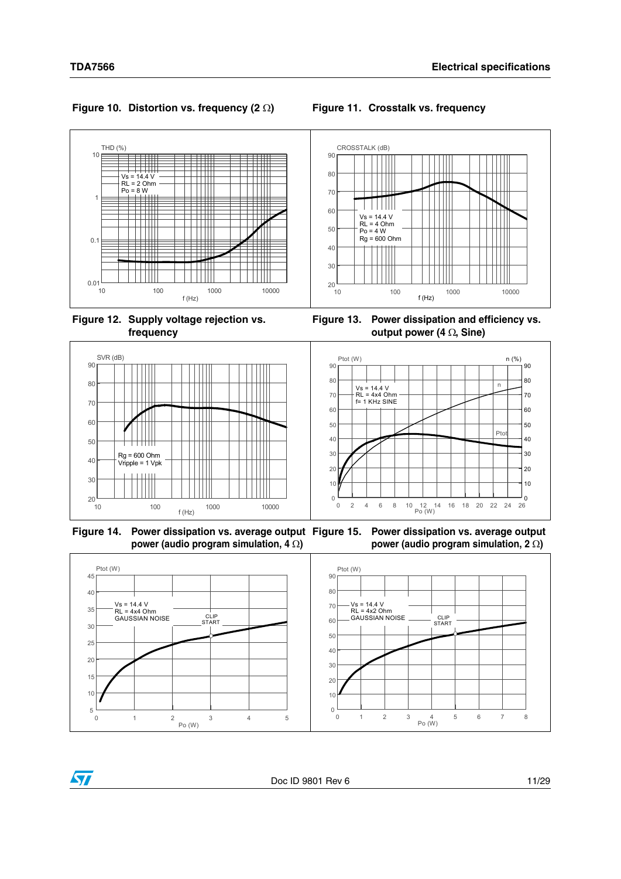**Figure 10. Distortion vs. frequency (2 Ω)**

THD (%)

Vs = 14.4 V
RL = 2 Ohm
Po = 8 W

f (Hz)

**Figure 11. Crosstalk vs. frequency**

CROSSTALK (dB)

Vs = 14.4 V
RL = 4 Ohm
Po = 4 W
Rg = 600 Ohm

f (Hz)

**Figure 12. Supply voltage rejection vs. frequency**

SVR (dB)

Rg = 600 Ohm
Vripple = 1 Vpk

f (Hz)

**Figure 13. Power dissipation and efficiency vs. output power (4 Ω, Sine)**

Ptot (W)    n (%)

Vs = 14.4 V
RL = 4x4 Ohm
f= 1 KHz SINE

Po (W)

**Figure 14. Power dissipation vs. average output power (audio program simulation, 4 Ω)**

Ptot (W)

Vs = 14.4 V
RL = 4x4 Ohm
GAUSSIAN NOISE

CLIP START

Po (W)

**Figure 15. Power dissipation vs. average output power (audio program simulation, 2 Ω)**

Ptot (W)

Vs = 14.4 V
RL = 4x2 Ohm
GAUSSIAN NOISE

CLIP START

Po (W)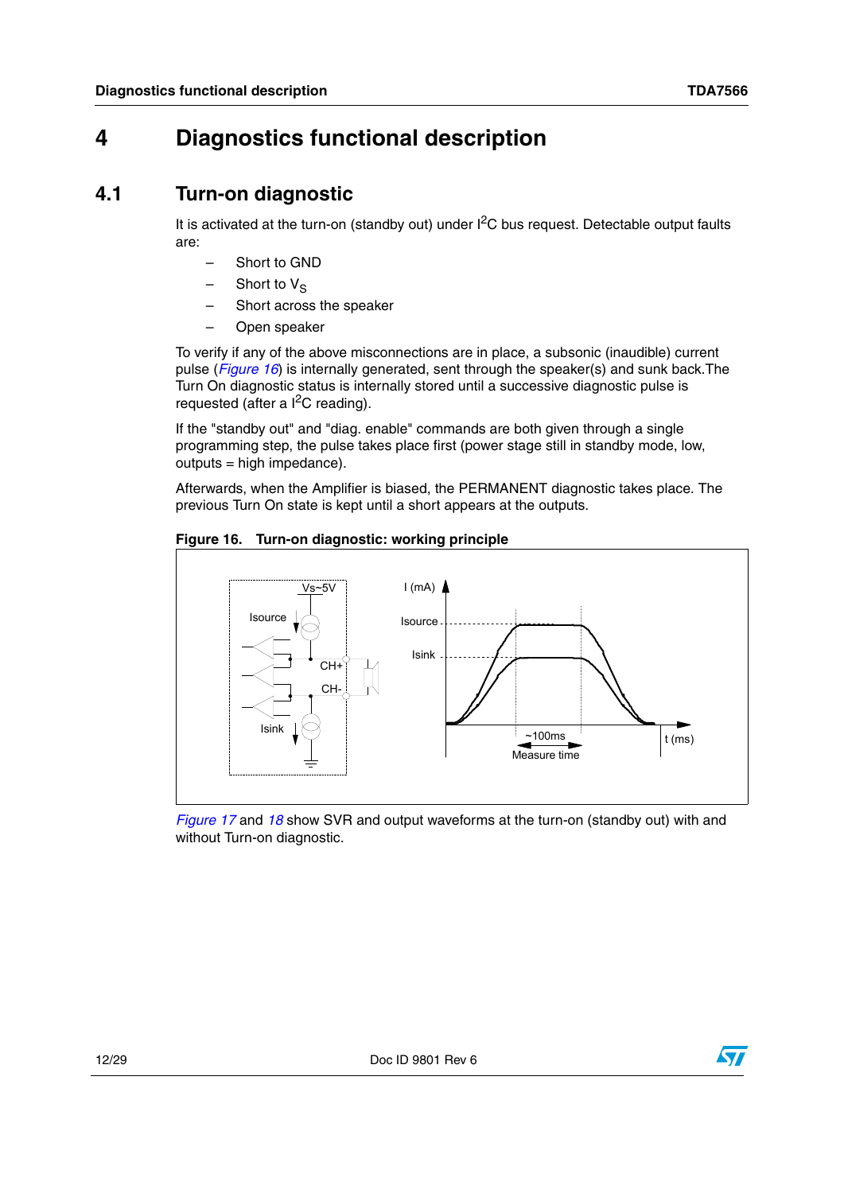# 4 Diagnostics functional description

## 4.1 Turn-on diagnostic

It is activated at the turn-on (standby out) under $I^2C$ bus request. Detectable output faults are:

- Short to GND
- Short to $V_S$
- Short across the speaker
- Open speaker

To verify if any of the above misconnections are in place, a subsonic (inaudible) current pulse (*Figure 16*) is internally generated, sent through the speaker(s) and sunk back.The Turn On diagnostic status is internally stored until a successive diagnostic pulse is requested (after a $I^2C$ reading).

If the "standby out" and "diag. enable" commands are both given through a single programming step, the pulse takes place first (power stage still in standby mode, low, outputs = high impedance).

Afterwards, when the Amplifier is biased, the PERMANENT diagnostic takes place. The previous Turn On state is kept until a short appears at the outputs.

**Figure 16. Turn-on diagnostic: working principle**

*Figure 17* and *18* show SVR and output waveforms at the turn-on (standby out) with and without Turn-on diagnostic.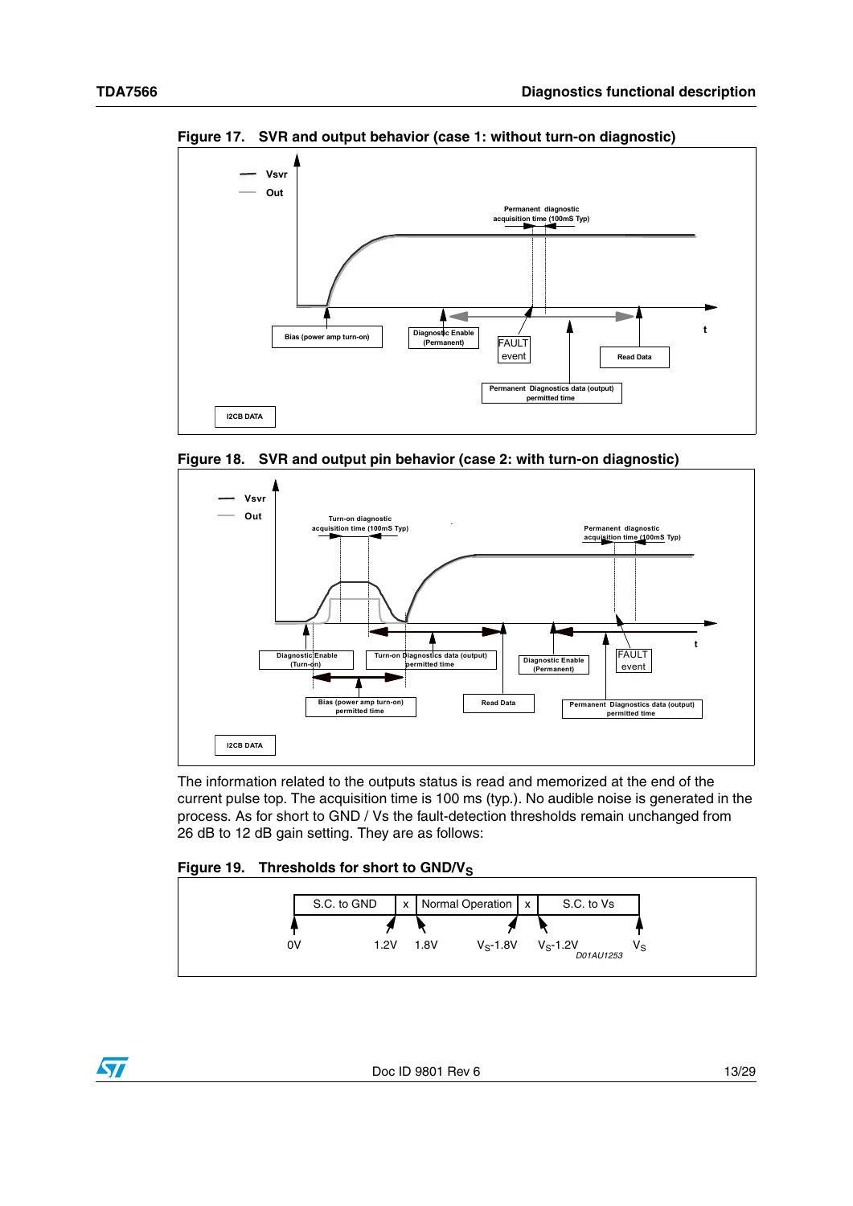Figure 17. SVR and output behavior (case 1: without turn-on diagnostic)

Figure 18. SVR and output pin behavior (case 2: with turn-on diagnostic)

The information related to the outputs status is read and memorized at the end of the current pulse top. The acquisition time is 100 ms (typ.). No audible noise is generated in the process. As for short to GND / Vs the fault-detection thresholds remain unchanged from 26 dB to 12 dB gain setting. They are as follows:

Figure 19. Thresholds for short to GND/$V_S$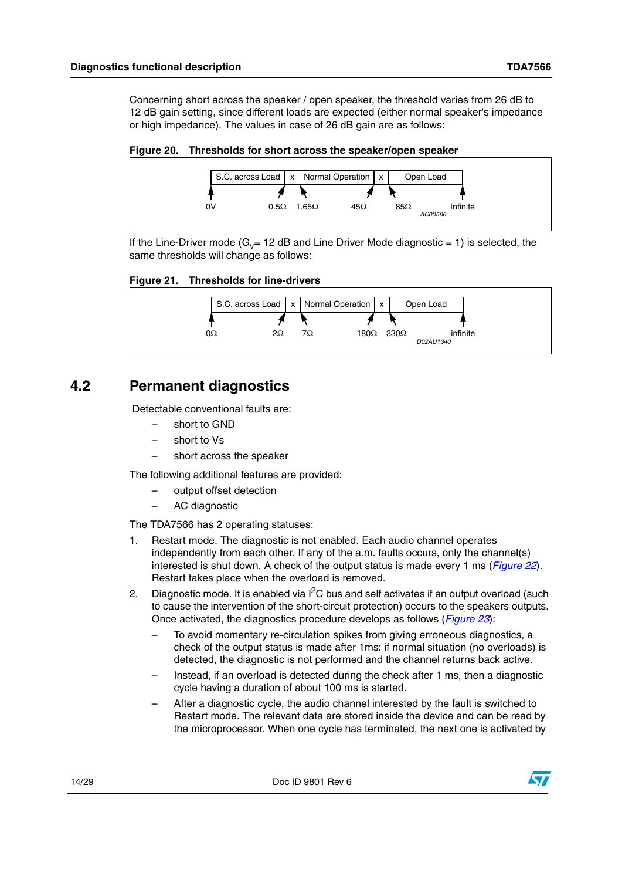Concerning short across the speaker / open speaker, the threshold varies from 26 dB to 12 dB gain setting, since different loads are expected (either normal speaker's impedance or high impedance). The values in case of 26 dB gain are as follows:

**Figure 20. Thresholds for short across the speaker/open speaker**

| S.C. across Load | x | Normal Operation | x | Open Load |
|---|---|---|---|---|
| 0V – 0.5Ω | 0.5Ω – 1.65Ω | 1.65Ω – 45Ω | 45Ω – 85Ω | 85Ω – Infinite |

If the Line-Driver mode ($G_v$= 12 dB and Line Driver Mode diagnostic = 1) is selected, the same thresholds will change as follows:

**Figure 21. Thresholds for line-drivers**

| S.C. across Load | x | Normal Operation | x | Open Load |
|---|---|---|---|---|
| 0Ω – 2Ω | 2Ω – 7Ω | 7Ω – 180Ω | 180Ω – 330Ω | 330Ω – infinite |

## 4.2 Permanent diagnostics

Detectable conventional faults are:

- short to GND
- short to Vs
- short across the speaker

The following additional features are provided:

- output offset detection
- AC diagnostic

The TDA7566 has 2 operating statuses:

1. Restart mode. The diagnostic is not enabled. Each audio channel operates independently from each other. If any of the a.m. faults occurs, only the channel(s) interested is shut down. A check of the output status is made every 1 ms (*Figure 22*). Restart takes place when the overload is removed.
2. Diagnostic mode. It is enabled via $I^2C$ bus and self activates if an output overload (such to cause the intervention of the short-circuit protection) occurs to the speakers outputs. Once activated, the diagnostics procedure develops as follows (*Figure 23*):
   - To avoid momentary re-circulation spikes from giving erroneous diagnostics, a check of the output status is made after 1ms: if normal situation (no overloads) is detected, the diagnostic is not performed and the channel returns back active.
   - Instead, if an overload is detected during the check after 1 ms, then a diagnostic cycle having a duration of about 100 ms is started.
   - After a diagnostic cycle, the audio channel interested by the fault is switched to Restart mode. The relevant data are stored inside the device and can be read by the microprocessor. When one cycle has terminated, the next one is activated by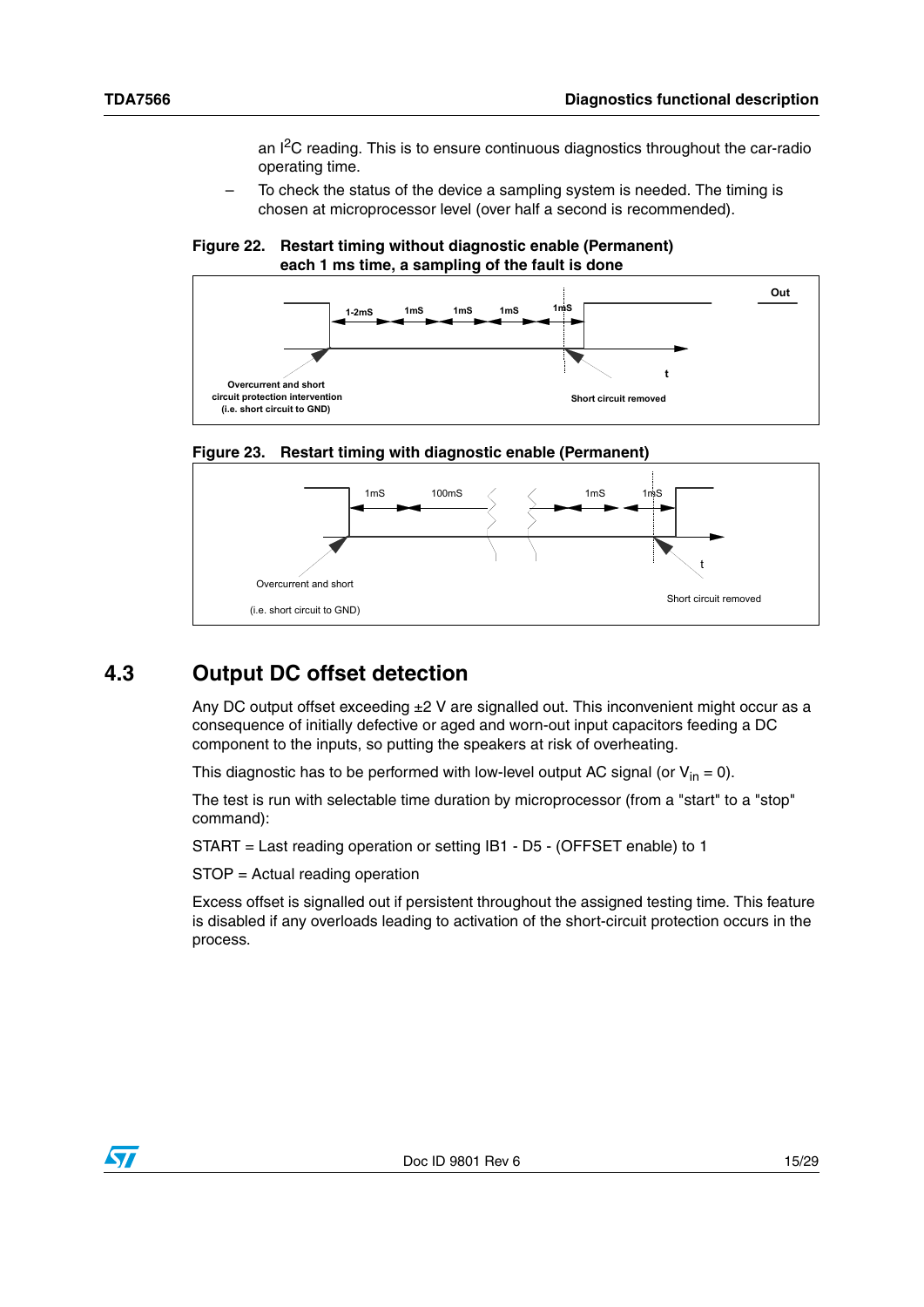an $I^2C$ reading. This is to ensure continuous diagnostics throughout the car-radio operating time.

– To check the status of the device a sampling system is needed. The timing is chosen at microprocessor level (over half a second is recommended).

**Figure 22. Restart timing without diagnostic enable (Permanent) each 1 ms time, a sampling of the fault is done**

Out

1-2mS 1mS 1mS 1mS 1mS

t

Overcurrent and short circuit protection intervention (i.e. short circuit to GND)

Short circuit removed

**Figure 23. Restart timing with diagnostic enable (Permanent)**

1mS 100mS 1mS 1mS

t

Overcurrent and short

(i.e. short circuit to GND)

Short circuit removed

## 4.3 Output DC offset detection

Any DC output offset exceeding ±2 V are signalled out. This inconvenient might occur as a consequence of initially defective or aged and worn-out input capacitors feeding a DC component to the inputs, so putting the speakers at risk of overheating.

This diagnostic has to be performed with low-level output AC signal (or $V_{in} = 0$).

The test is run with selectable time duration by microprocessor (from a "start" to a "stop" command):

START = Last reading operation or setting IB1 - D5 - (OFFSET enable) to 1

STOP = Actual reading operation

Excess offset is signalled out if persistent throughout the assigned testing time. This feature is disabled if any overloads leading to activation of the short-circuit protection occurs in the process.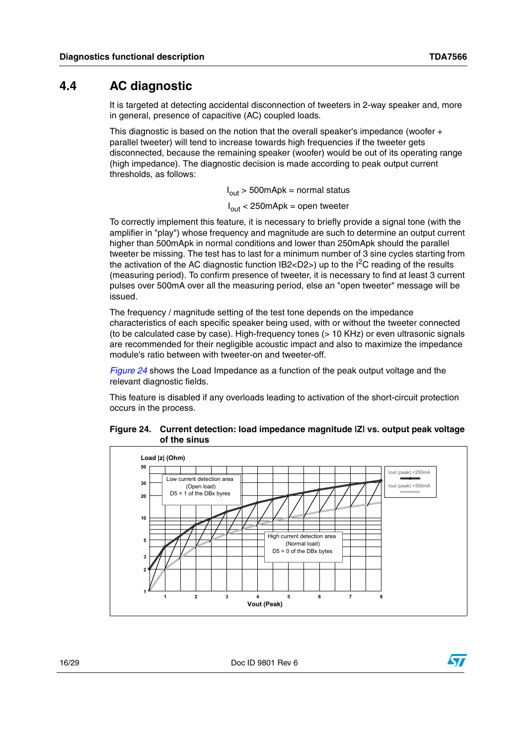## 4.4 AC diagnostic

It is targeted at detecting accidental disconnection of tweeters in 2-way speaker and, more in general, presence of capacitive (AC) coupled loads.

This diagnostic is based on the notion that the overall speaker's impedance (woofer + parallel tweeter) will tend to increase towards high frequencies if the tweeter gets disconnected, because the remaining speaker (woofer) would be out of its operating range (high impedance). The diagnostic decision is made according to peak output current thresholds, as follows:

$I_{out}$ > 500mApk = normal status

$I_{out}$ < 250mApk = open tweeter

To correctly implement this feature, it is necessary to briefly provide a signal tone (with the amplifier in "play") whose frequency and magnitude are such to determine an output current higher than 500mApk in normal conditions and lower than 250mApk should the parallel tweeter be missing. The test has to last for a minimum number of 3 sine cycles starting from the activation of the AC diagnostic function IB2<D2>) up to the $I^2C$ reading of the results (measuring period). To confirm presence of tweeter, it is necessary to find at least 3 current pulses over 500mA over all the measuring period, else an "open tweeter" message will be issued.

The frequency / magnitude setting of the test tone depends on the impedance characteristics of each specific speaker being used, with or without the tweeter connected (to be calculated case by case). High-frequency tones (> 10 KHz) or even ultrasonic signals are recommended for their negligible acoustic impact and also to maximize the impedance module's ratio between with tweeter-on and tweeter-off.

*Figure 24* shows the Load Impedance as a function of the peak output voltage and the relevant diagnostic fields.

This feature is disabled if any overloads leading to activation of the short-circuit protection occurs in the process.

**Figure 24. Current detection: load impedance magnitude |Z| vs. output peak voltage of the sinus**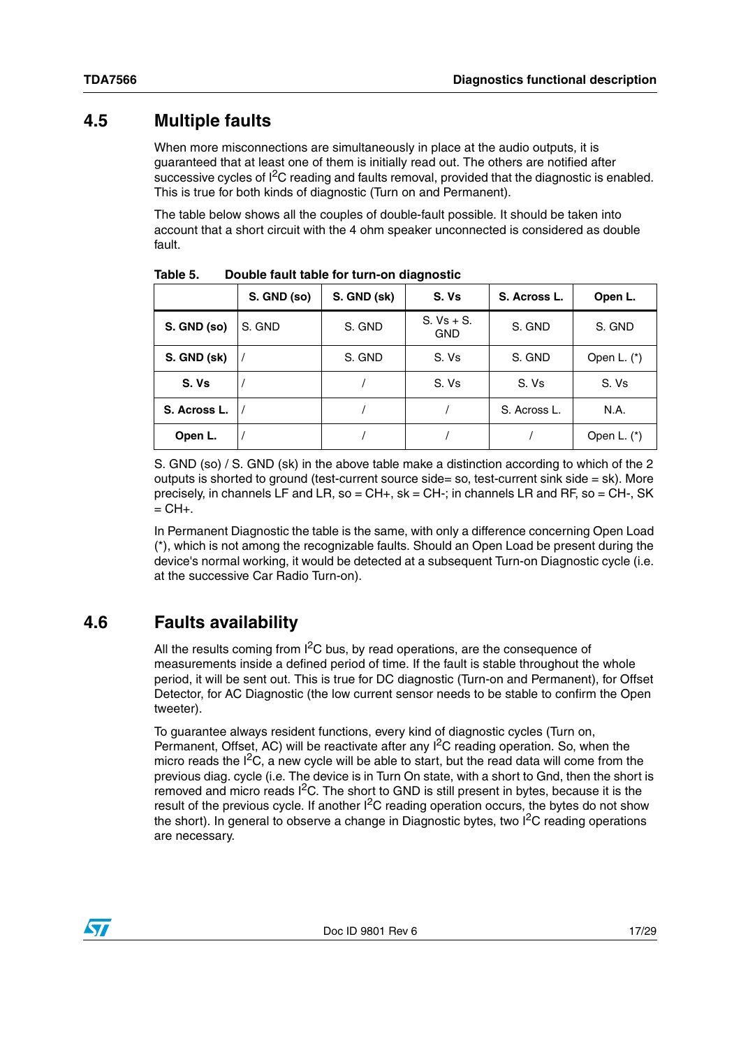## 4.5 Multiple faults

When more misconnections are simultaneously in place at the audio outputs, it is guaranteed that at least one of them is initially read out. The others are notified after successive cycles of $I^2C$ reading and faults removal, provided that the diagnostic is enabled. This is true for both kinds of diagnostic (Turn on and Permanent).

The table below shows all the couples of double-fault possible. It should be taken into account that a short circuit with the 4 ohm speaker unconnected is considered as double fault.

**Table 5. Double fault table for turn-on diagnostic**

| | S. GND (so) | S. GND (sk) | S. Vs | S. Across L. | Open L. |
|---|---|---|---|---|---|
| **S. GND (so)** | S. GND | S. GND | S. Vs + S. GND | S. GND | S. GND |
| **S. GND (sk)** | / | S. GND | S. Vs | S. GND | Open L. (*) |
| **S. Vs** | / | / | S. Vs | S. Vs | S. Vs |
| **S. Across L.** | / | / | / | S. Across L. | N.A. |
| **Open L.** | / | / | / | / | Open L. (*) |

S. GND (so) / S. GND (sk) in the above table make a distinction according to which of the 2 outputs is shorted to ground (test-current source side= so, test-current sink side = sk). More precisely, in channels LF and LR, so = CH+, sk = CH-; in channels LR and RF, so = CH-, SK = CH+.

In Permanent Diagnostic the table is the same, with only a difference concerning Open Load (*), which is not among the recognizable faults. Should an Open Load be present during the device's normal working, it would be detected at a subsequent Turn-on Diagnostic cycle (i.e. at the successive Car Radio Turn-on).

## 4.6 Faults availability

All the results coming from $I^2C$ bus, by read operations, are the consequence of measurements inside a defined period of time. If the fault is stable throughout the whole period, it will be sent out. This is true for DC diagnostic (Turn-on and Permanent), for Offset Detector, for AC Diagnostic (the low current sensor needs to be stable to confirm the Open tweeter).

To guarantee always resident functions, every kind of diagnostic cycles (Turn on, Permanent, Offset, AC) will be reactivate after any $I^2C$ reading operation. So, when the micro reads the $I^2C$, a new cycle will be able to start, but the read data will come from the previous diag. cycle (i.e. The device is in Turn On state, with a short to Gnd, then the short is removed and micro reads $I^2C$. The short to GND is still present in bytes, because it is the result of the previous cycle. If another $I^2C$ reading operation occurs, the bytes do not show the short). In general to observe a change in Diagnostic bytes, two $I^2C$ reading operations are necessary.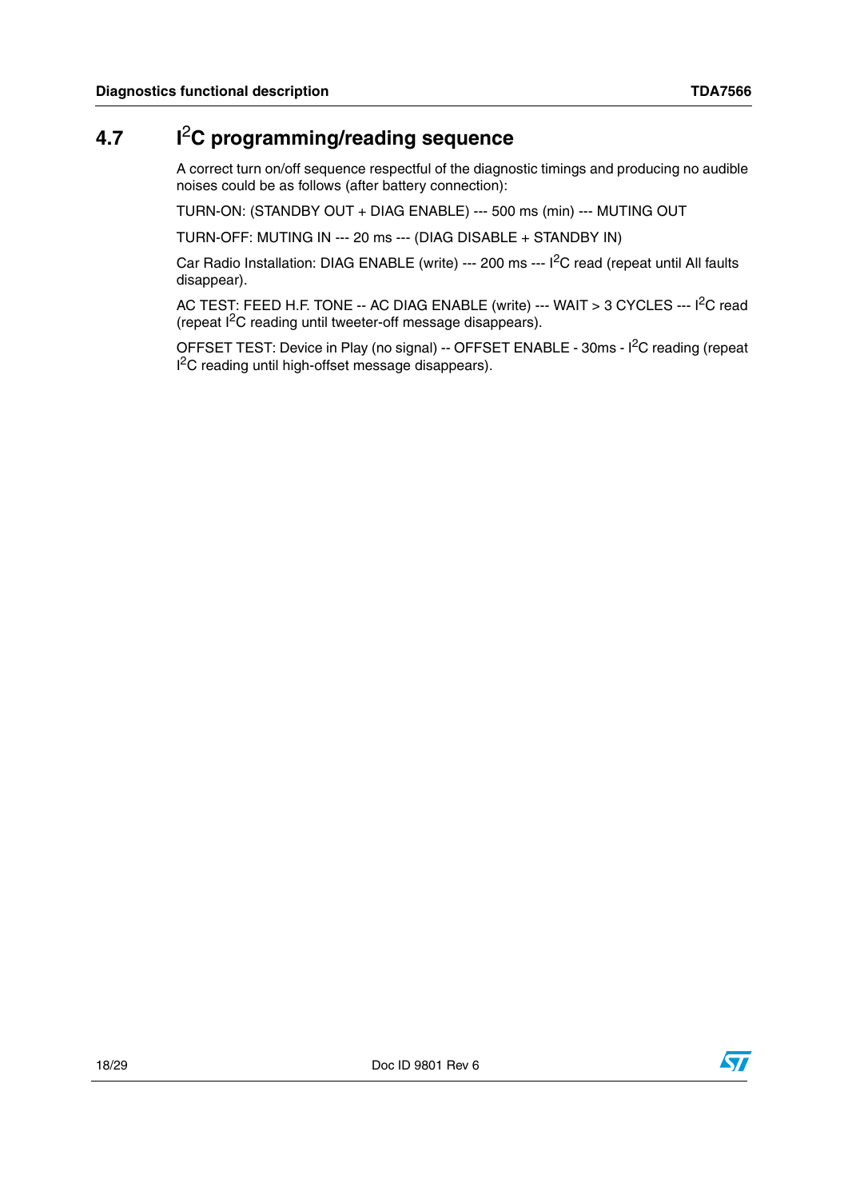## 4.7 I$^2$C programming/reading sequence

A correct turn on/off sequence respectful of the diagnostic timings and producing no audible noises could be as follows (after battery connection):

TURN-ON: (STANDBY OUT + DIAG ENABLE) --- 500 ms (min) --- MUTING OUT

TURN-OFF: MUTING IN --- 20 ms --- (DIAG DISABLE + STANDBY IN)

Car Radio Installation: DIAG ENABLE (write) --- 200 ms --- I$^2$C read (repeat until All faults disappear).

AC TEST: FEED H.F. TONE -- AC DIAG ENABLE (write) --- WAIT > 3 CYCLES --- I$^2$C read (repeat I$^2$C reading until tweeter-off message disappears).

OFFSET TEST: Device in Play (no signal) -- OFFSET ENABLE - 30ms - I$^2$C reading (repeat I$^2$C reading until high-offset message disappears).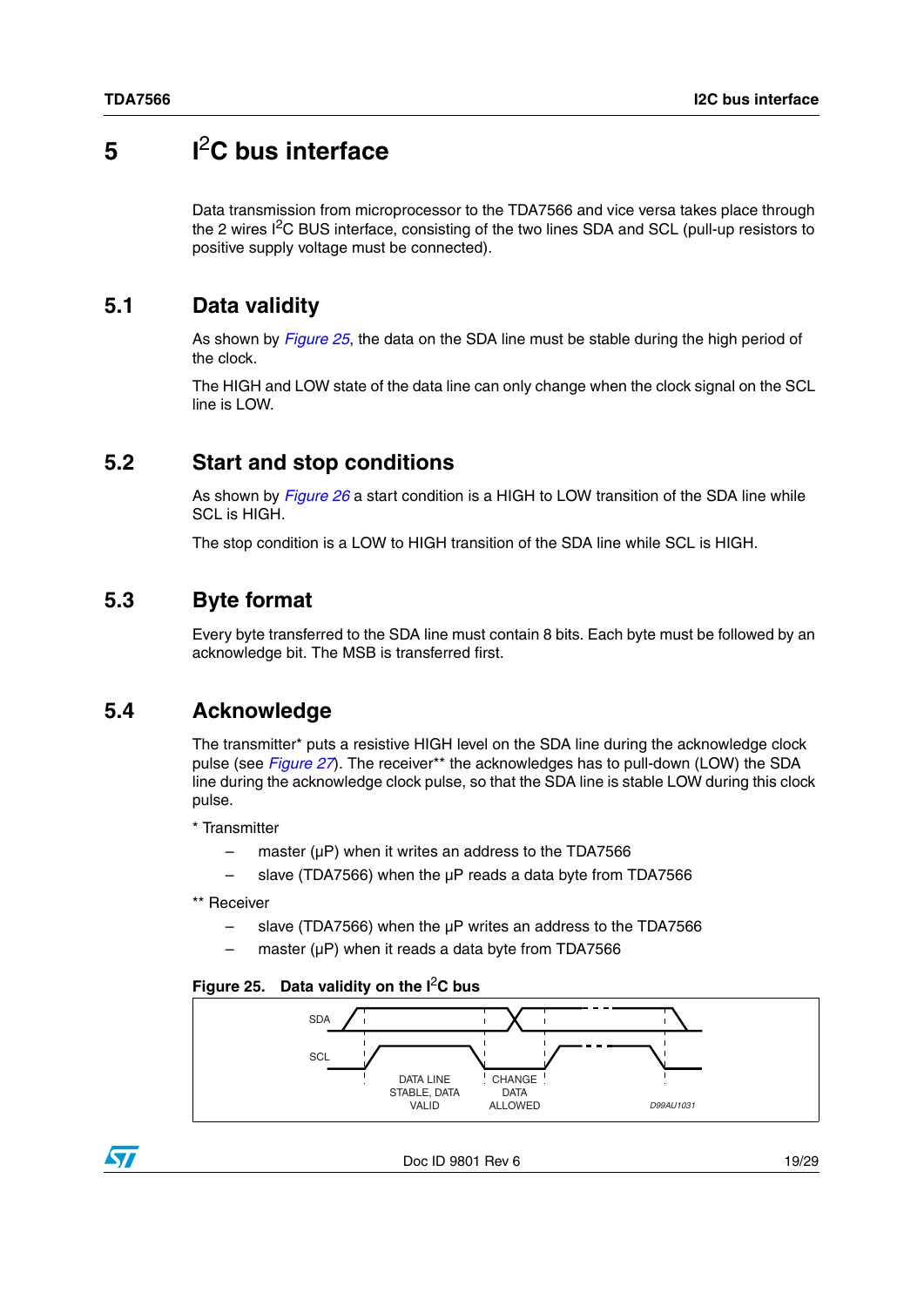# 5 $I^2C$ bus interface

Data transmission from microprocessor to the TDA7566 and vice versa takes place through the 2 wires $I^2C$ BUS interface, consisting of the two lines SDA and SCL (pull-up resistors to positive supply voltage must be connected).

## 5.1 Data validity

As shown by *Figure 25*, the data on the SDA line must be stable during the high period of the clock.

The HIGH and LOW state of the data line can only change when the clock signal on the SCL line is LOW.

## 5.2 Start and stop conditions

As shown by *Figure 26* a start condition is a HIGH to LOW transition of the SDA line while SCL is HIGH.

The stop condition is a LOW to HIGH transition of the SDA line while SCL is HIGH.

## 5.3 Byte format

Every byte transferred to the SDA line must contain 8 bits. Each byte must be followed by an acknowledge bit. The MSB is transferred first.

## 5.4 Acknowledge

The transmitter* puts a resistive HIGH level on the SDA line during the acknowledge clock pulse (see *Figure 27*). The receiver** the acknowledges has to pull-down (LOW) the SDA line during the acknowledge clock pulse, so that the SDA line is stable LOW during this clock pulse.

* Transmitter

– master (µP) when it writes an address to the TDA7566

– slave (TDA7566) when the µP reads a data byte from TDA7566

** Receiver

– slave (TDA7566) when the µP writes an address to the TDA7566

– master (µP) when it reads a data byte from TDA7566

**Figure 25. Data validity on the $I^2C$ bus**

SDA

SCL

DATA LINE STABLE, DATA VALID

CHANGE DATA ALLOWED

D99AU1031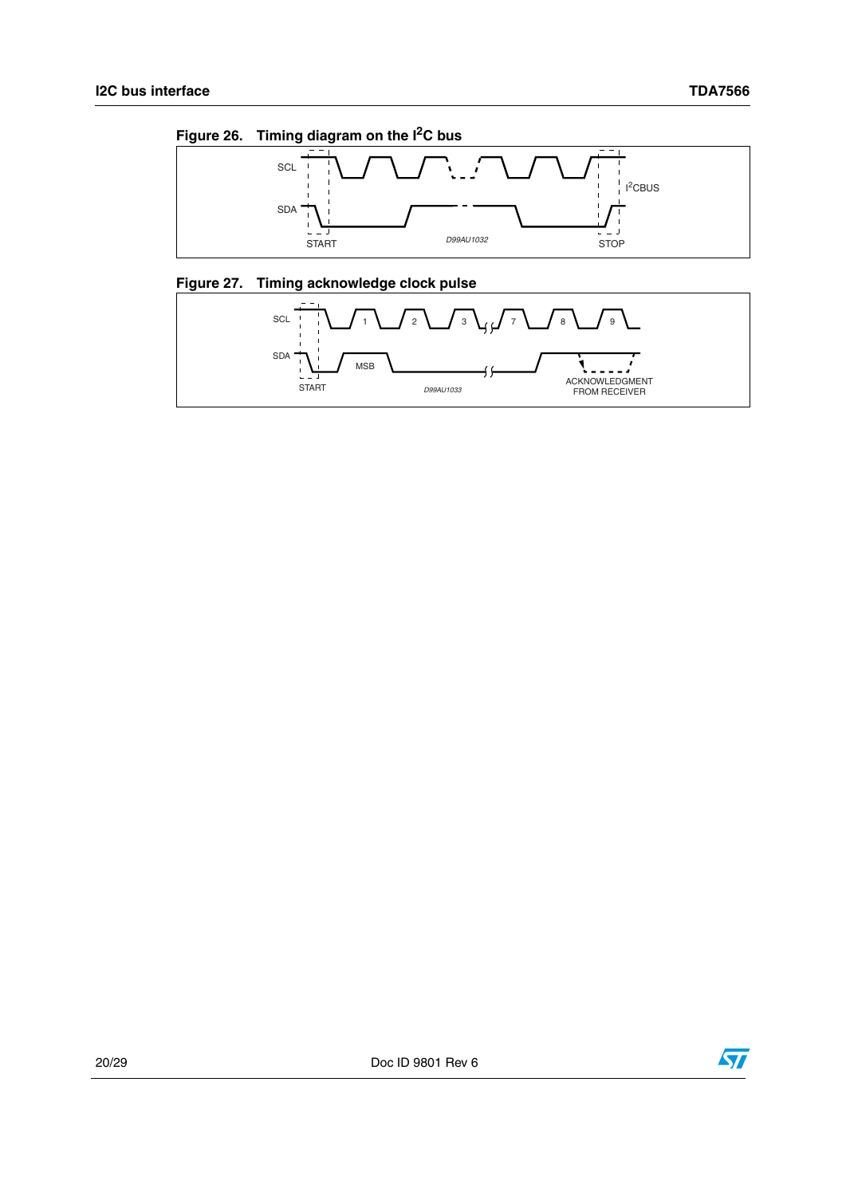Figure 26. Timing diagram on the $I^2C$ bus

Figure 27. Timing acknowledge clock pulse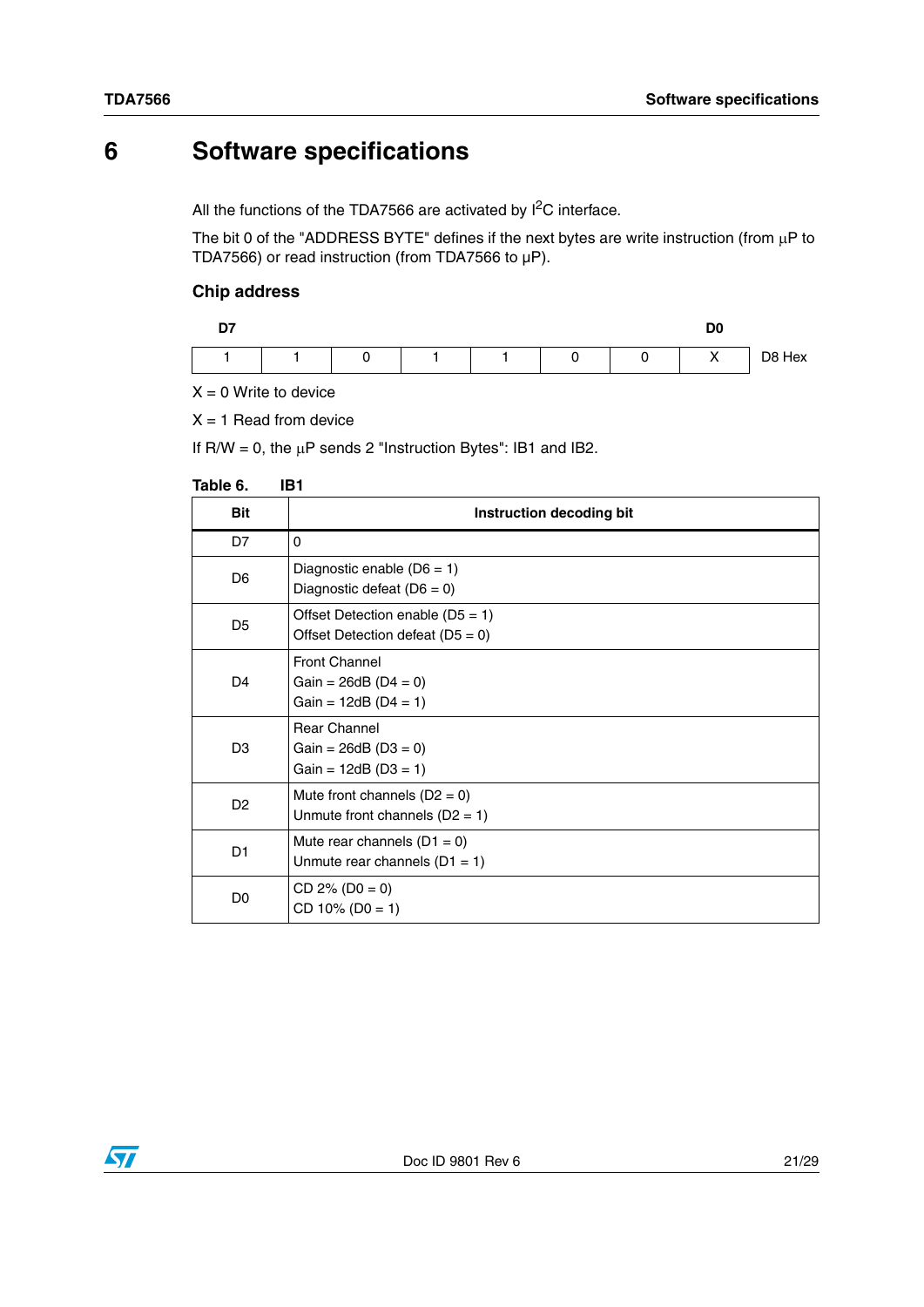# 6 Software specifications

All the functions of the TDA7566 are activated by $I^2C$ interface.

The bit 0 of the "ADDRESS BYTE" defines if the next bytes are write instruction (from µP to TDA7566) or read instruction (from TDA7566 to µP).

### Chip address

| D7 | | | | | | | D0 | |
|---|---|---|---|---|---|---|---|---|
| 1 | 1 | 0 | 1 | 1 | 0 | 0 | X | D8 Hex |

X = 0 Write to device

X = 1 Read from device

If R/W = 0, the µP sends 2 "Instruction Bytes": IB1 and IB2.

**Table 6. IB1**

| Bit | Instruction decoding bit |
|---|---|
| D7 | 0 |
| D6 | Diagnostic enable (D6 = 1)<br>Diagnostic defeat (D6 = 0) |
| D5 | Offset Detection enable (D5 = 1)<br>Offset Detection defeat (D5 = 0) |
| D4 | Front Channel<br>Gain = 26dB (D4 = 0)<br>Gain = 12dB (D4 = 1) |
| D3 | Rear Channel<br>Gain = 26dB (D3 = 0)<br>Gain = 12dB (D3 = 1) |
| D2 | Mute front channels (D2 = 0)<br>Unmute front channels (D2 = 1) |
| D1 | Mute rear channels (D1 = 0)<br>Unmute rear channels (D1 = 1) |
| D0 | CD 2% (D0 = 0)<br>CD 10% (D0 = 1) |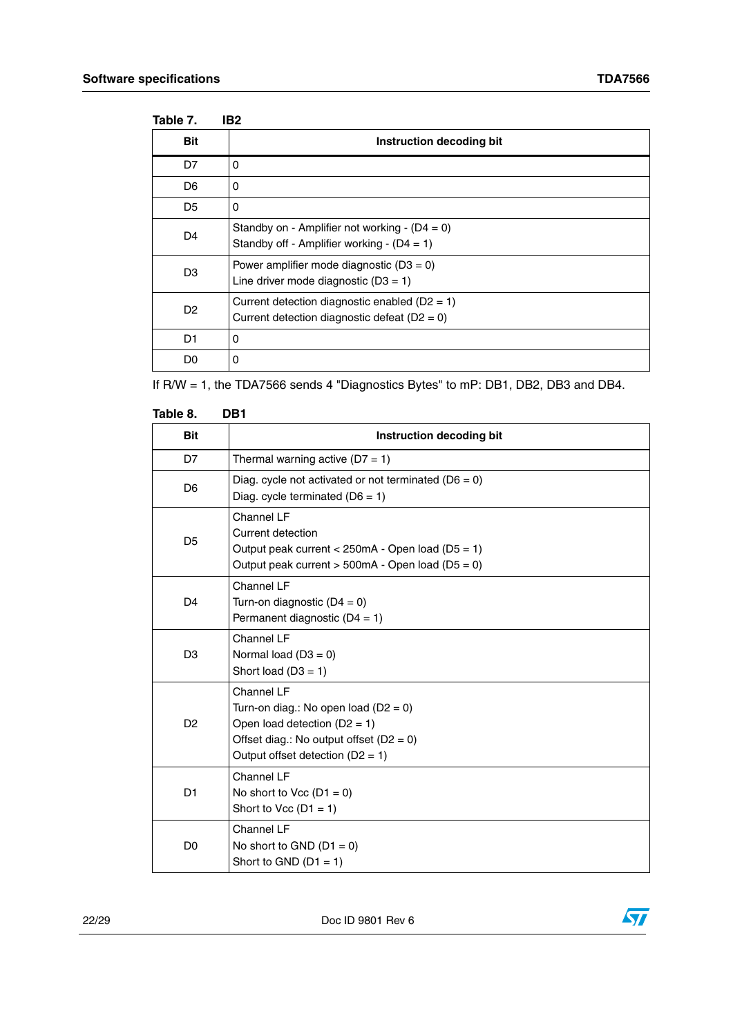**Table 7. IB2**

| Bit | Instruction decoding bit |
|---|---|
| D7 | 0 |
| D6 | 0 |
| D5 | 0 |
| D4 | Standby on - Amplifier not working - (D4 = 0)<br>Standby off - Amplifier working - (D4 = 1) |
| D3 | Power amplifier mode diagnostic (D3 = 0)<br>Line driver mode diagnostic (D3 = 1) |
| D2 | Current detection diagnostic enabled (D2 = 1)<br>Current detection diagnostic defeat (D2 = 0) |
| D1 | 0 |
| D0 | 0 |

If R/W = 1, the TDA7566 sends 4 "Diagnostics Bytes" to mP: DB1, DB2, DB3 and DB4.

**Table 8. DB1**

| Bit | Instruction decoding bit |
|---|---|
| D7 | Thermal warning active (D7 = 1) |
| D6 | Diag. cycle not activated or not terminated (D6 = 0)<br>Diag. cycle terminated (D6 = 1) |
| D5 | Channel LF<br>Current detection<br>Output peak current < 250mA - Open load (D5 = 1)<br>Output peak current > 500mA - Open load (D5 = 0) |
| D4 | Channel LF<br>Turn-on diagnostic (D4 = 0)<br>Permanent diagnostic (D4 = 1) |
| D3 | Channel LF<br>Normal load (D3 = 0)<br>Short load (D3 = 1) |
| D2 | Channel LF<br>Turn-on diag.: No open load (D2 = 0)<br>Open load detection (D2 = 1)<br>Offset diag.: No output offset (D2 = 0)<br>Output offset detection (D2 = 1) |
| D1 | Channel LF<br>No short to Vcc (D1 = 0)<br>Short to Vcc (D1 = 1) |
| D0 | Channel LF<br>No short to GND (D1 = 0)<br>Short to GND (D1 = 1) |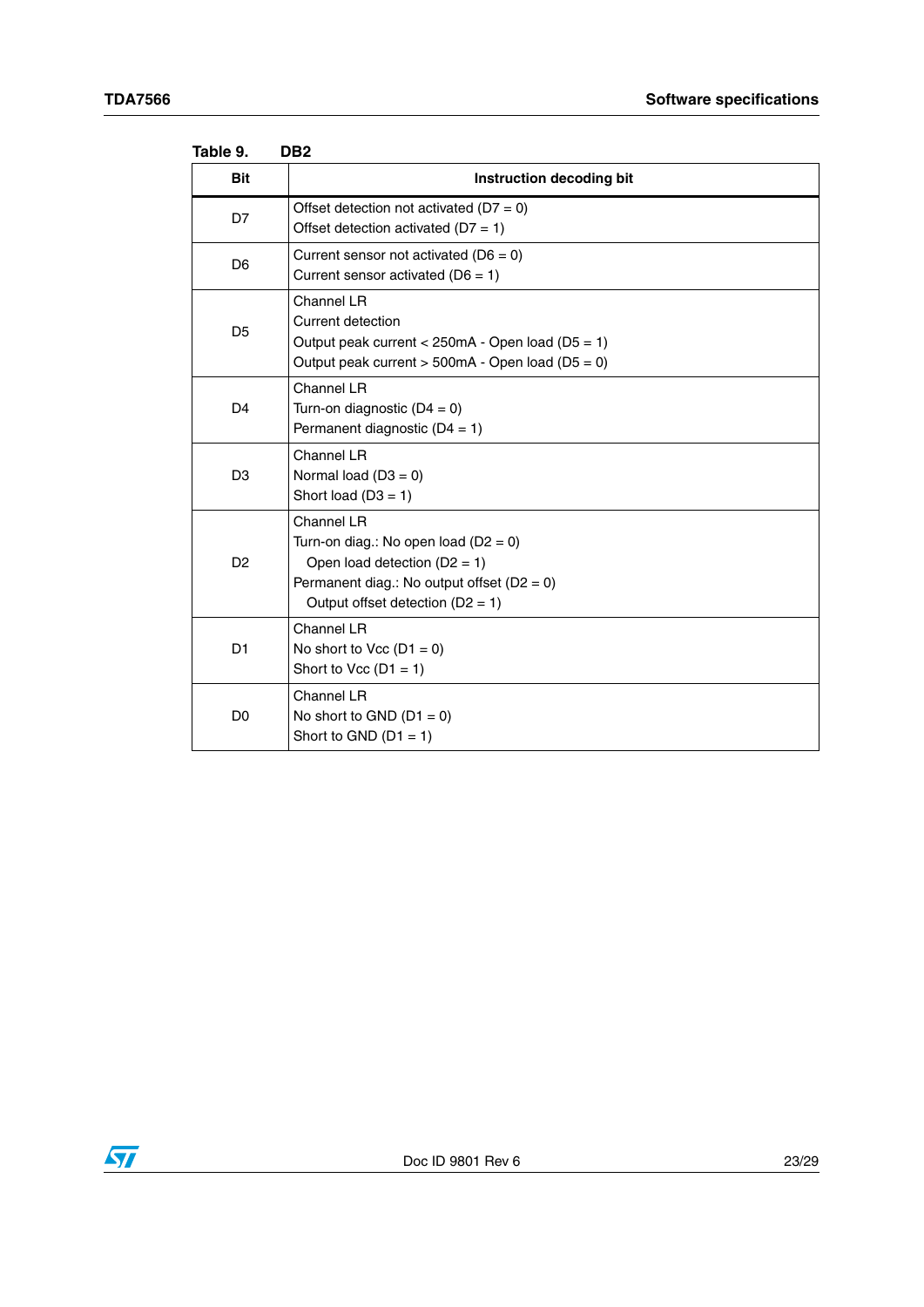Table 9. DB2

| Bit | Instruction decoding bit |
|---|---|
| D7 | Offset detection not activated (D7 = 0)<br>Offset detection activated (D7 = 1) |
| D6 | Current sensor not activated (D6 = 0)<br>Current sensor activated (D6 = 1) |
| D5 | Channel LR<br>Current detection<br>Output peak current < 250mA - Open load (D5 = 1)<br>Output peak current > 500mA - Open load (D5 = 0) |
| D4 | Channel LR<br>Turn-on diagnostic (D4 = 0)<br>Permanent diagnostic (D4 = 1) |
| D3 | Channel LR<br>Normal load (D3 = 0)<br>Short load (D3 = 1) |
| D2 | Channel LR<br>Turn-on diag.: No open load (D2 = 0)<br>Open load detection (D2 = 1)<br>Permanent diag.: No output offset (D2 = 0)<br>Output offset detection (D2 = 1) |
| D1 | Channel LR<br>No short to Vcc (D1 = 0)<br>Short to Vcc (D1 = 1) |
| D0 | Channel LR<br>No short to GND (D1 = 0)<br>Short to GND (D1 = 1) |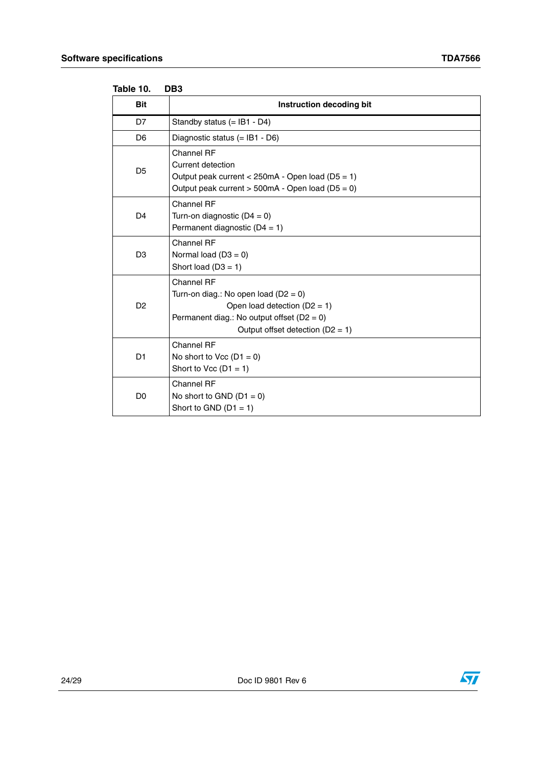Table 10. DB3

| Bit | Instruction decoding bit |
|---|---|
| D7 | Standby status (= IB1 - D4) |
| D6 | Diagnostic status (= IB1 - D6) |
| D5 | Channel RF<br>Current detection<br>Output peak current < 250mA - Open load (D5 = 1)<br>Output peak current > 500mA - Open load (D5 = 0) |
| D4 | Channel RF<br>Turn-on diagnostic (D4 = 0)<br>Permanent diagnostic (D4 = 1) |
| D3 | Channel RF<br>Normal load (D3 = 0)<br>Short load (D3 = 1) |
| D2 | Channel RF<br>Turn-on diag.: No open load (D2 = 0)<br>Open load detection (D2 = 1)<br>Permanent diag.: No output offset (D2 = 0)<br>Output offset detection (D2 = 1) |
| D1 | Channel RF<br>No short to Vcc (D1 = 0)<br>Short to Vcc (D1 = 1) |
| D0 | Channel RF<br>No short to GND (D1 = 0)<br>Short to GND (D1 = 1) |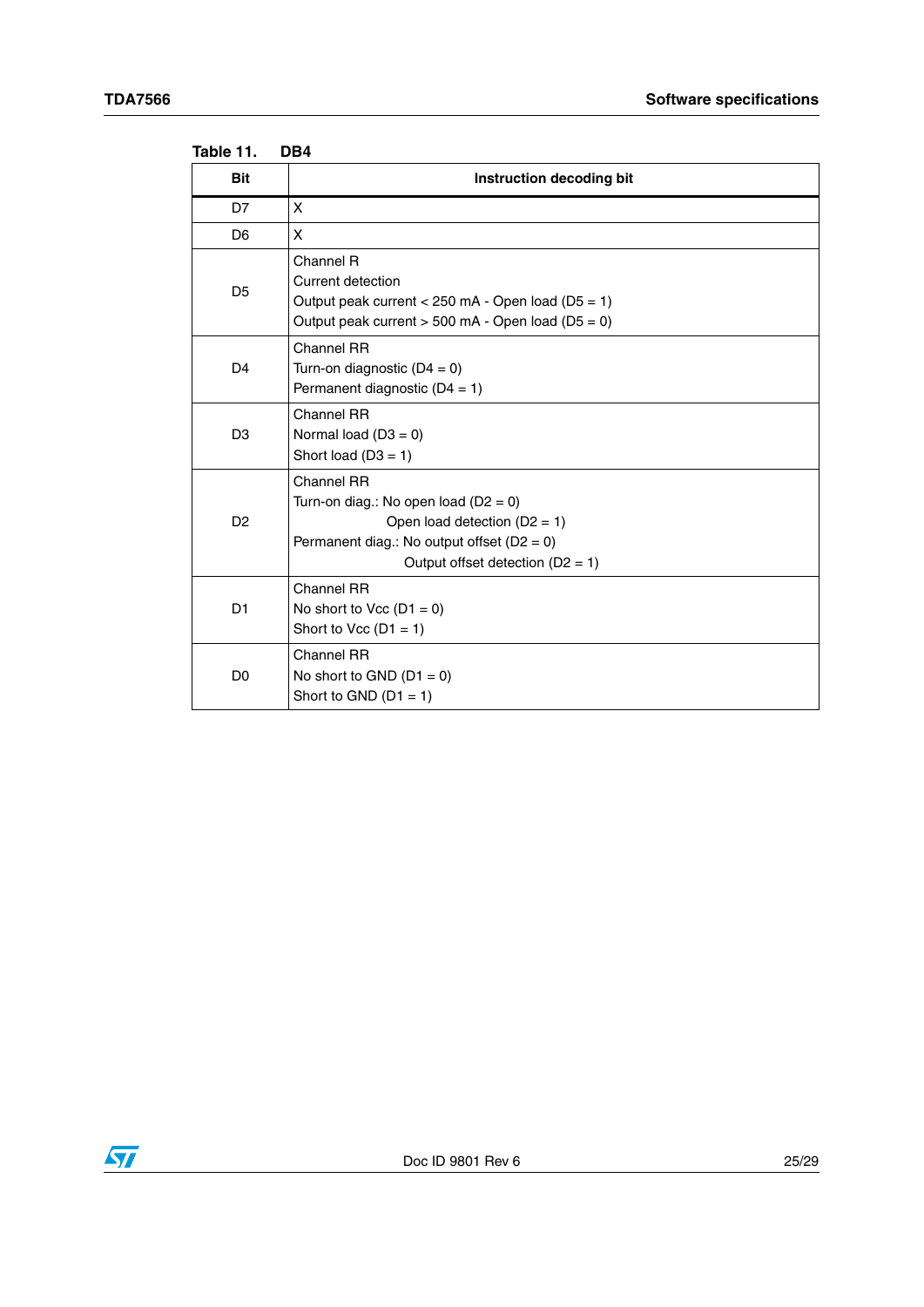Table 11. DB4

| Bit | Instruction decoding bit |
|---|---|
| D7 | X |
| D6 | X |
| D5 | Channel R<br>Current detection<br>Output peak current < 250 mA - Open load (D5 = 1)<br>Output peak current > 500 mA - Open load (D5 = 0) |
| D4 | Channel RR<br>Turn-on diagnostic (D4 = 0)<br>Permanent diagnostic (D4 = 1) |
| D3 | Channel RR<br>Normal load (D3 = 0)<br>Short load (D3 = 1) |
| D2 | Channel RR<br>Turn-on diag.: No open load (D2 = 0)<br>Open load detection (D2 = 1)<br>Permanent diag.: No output offset (D2 = 0)<br>Output offset detection (D2 = 1) |
| D1 | Channel RR<br>No short to Vcc (D1 = 0)<br>Short to Vcc (D1 = 1) |
| D0 | Channel RR<br>No short to GND (D1 = 0)<br>Short to GND (D1 = 1) |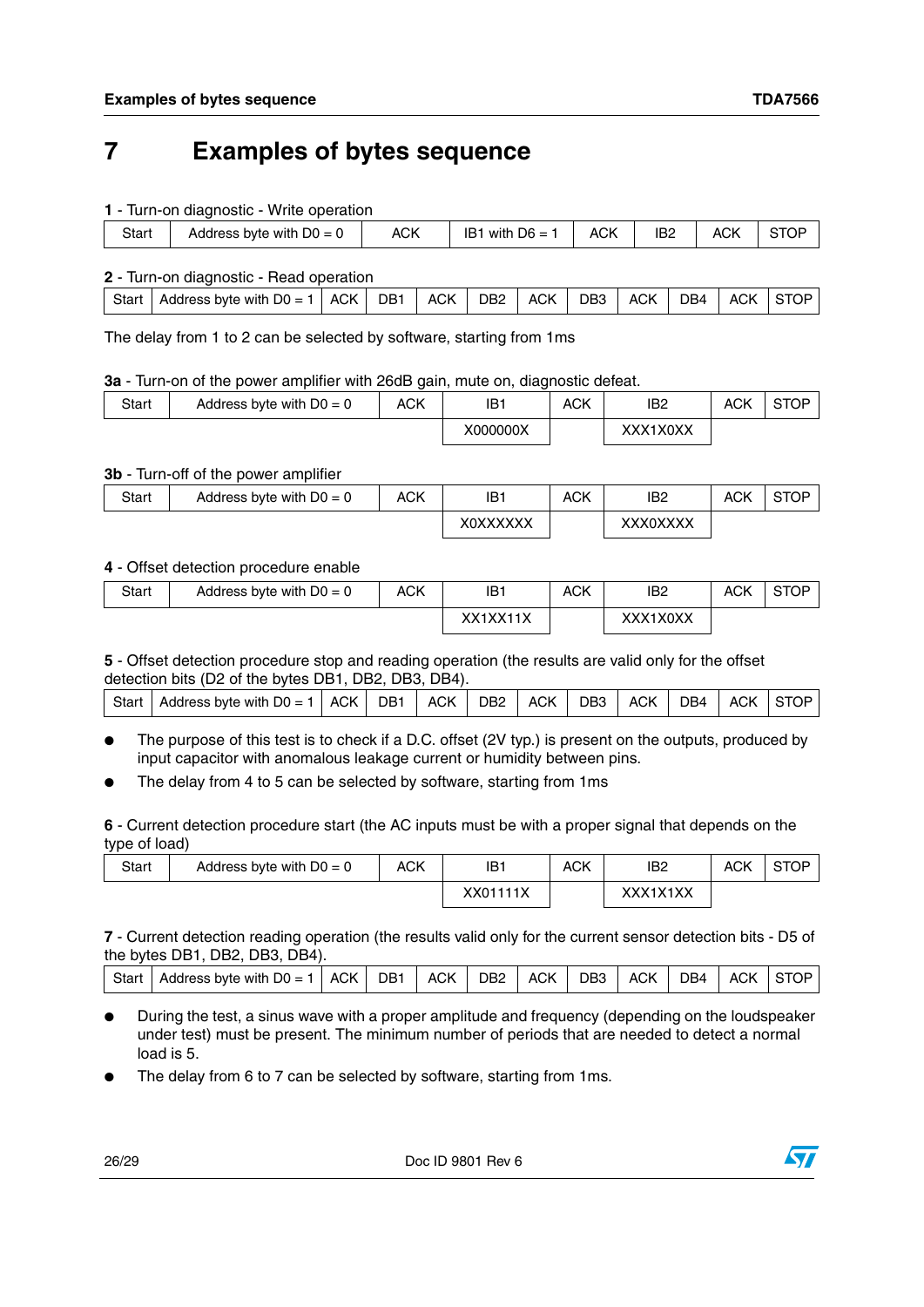# 7 Examples of bytes sequence

**1** - Turn-on diagnostic - Write operation

| Start | Address byte with D0 = 0 | ACK | IB1 with D6 = 1 | ACK | IB2 | ACK | STOP |
|---|---|---|---|---|---|---|---|

**2** - Turn-on diagnostic - Read operation

| Start | Address byte with D0 = 1 | ACK | DB1 | ACK | DB2 | ACK | DB3 | ACK | DB4 | ACK | STOP |
|---|---|---|---|---|---|---|---|---|---|---|---|

The delay from 1 to 2 can be selected by software, starting from 1ms

**3a** - Turn-on of the power amplifier with 26dB gain, mute on, diagnostic defeat.

| Start | Address byte with D0 = 0 | ACK | IB1 | ACK | IB2 | ACK | STOP |
|---|---|---|---|---|---|---|---|
| | | | X000000X | | XXX1X0XX | | |

**3b** - Turn-off of the power amplifier

| Start | Address byte with D0 = 0 | ACK | IB1 | ACK | IB2 | ACK | STOP |
|---|---|---|---|---|---|---|---|
| | | | X0XXXXXX | | XXX0XXXX | | |

**4** - Offset detection procedure enable

| Start | Address byte with D0 = 0 | ACK | IB1 | ACK | IB2 | ACK | STOP |
|---|---|---|---|---|---|---|---|
| | | | XX1XX11X | | XXX1X0XX | | |

**5** - Offset detection procedure stop and reading operation (the results are valid only for the offset detection bits (D2 of the bytes DB1, DB2, DB3, DB4).

| Start | Address byte with D0 = 1 | ACK | DB1 | ACK | DB2 | ACK | DB3 | ACK | DB4 | ACK | STOP |
|---|---|---|---|---|---|---|---|---|---|---|---|

- The purpose of this test is to check if a D.C. offset (2V typ.) is present on the outputs, produced by input capacitor with anomalous leakage current or humidity between pins.
- The delay from 4 to 5 can be selected by software, starting from 1ms

**6** - Current detection procedure start (the AC inputs must be with a proper signal that depends on the type of load)

| Start | Address byte with D0 = 0 | ACK | IB1 | ACK | IB2 | ACK | STOP |
|---|---|---|---|---|---|---|---|
| | | | XX01111X | | XXX1X1XX | | |

**7** - Current detection reading operation (the results valid only for the current sensor detection bits - D5 of the bytes DB1, DB2, DB3, DB4).

| Start | Address byte with D0 = 1 | ACK | DB1 | ACK | DB2 | ACK | DB3 | ACK | DB4 | ACK | STOP |
|---|---|---|---|---|---|---|---|---|---|---|---|

- During the test, a sinus wave with a proper amplitude and frequency (depending on the loudspeaker under test) must be present. The minimum number of periods that are needed to detect a normal load is 5.
- The delay from 6 to 7 can be selected by software, starting from 1ms.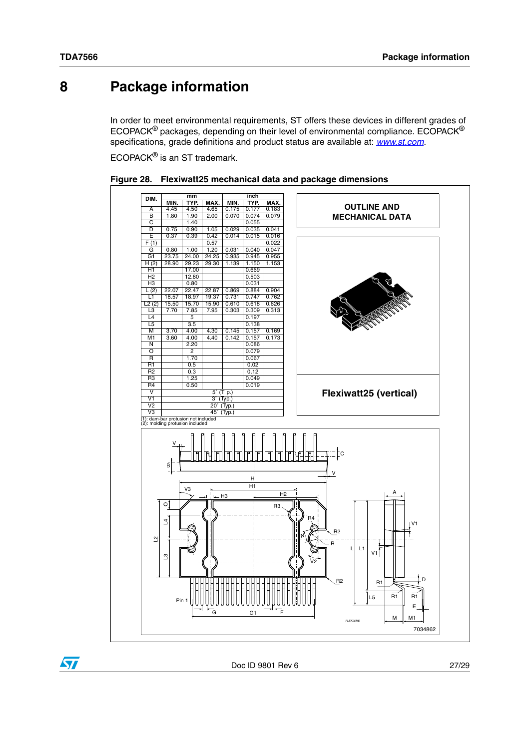# 8 Package information

In order to meet environmental requirements, ST offers these devices in different grades of ECOPACK® packages, depending on their level of environmental compliance. ECOPACK® specifications, grade definitions and product status are available at: *www.st.com*.

ECOPACK® is an ST trademark.

**Figure 28. Flexiwatt25 mechanical data and package dimensions**

| DIM. | mm | | | inch | | |
|---|---|---|---|---|---|---|
| | MIN. | TYP. | MAX. | MIN. | TYP. | MAX. |
| A | 4.45 | 4.50 | 4.65 | 0.175 | 0.177 | 0.183 |
| B | 1.80 | 1.90 | 2.00 | 0.070 | 0.074 | 0.079 |
| C | | 1.40 | | | 0.055 | |
| D | 0.75 | 0.90 | 1.05 | 0.029 | 0.035 | 0.041 |
| E | 0.37 | 0.39 | 0.42 | 0.014 | 0.015 | 0.016 |
| F (1) | | | 0.57 | | | 0.022 |
| G | 0.80 | 1.00 | 1.20 | 0.031 | 0.040 | 0.047 |
| G1 | 23.75 | 24.00 | 24.25 | 0.935 | 0.945 | 0.955 |
| H (2) | 28.90 | 29.23 | 29.30 | 1.139 | 1.150 | 1.153 |
| H1 | | 17.00 | | | 0.669 | |
| H2 | | 12.80 | | | 0.503 | |
| H3 | | 0.80 | | | 0.031 | |
| L (2) | 22.07 | 22.47 | 22.87 | 0.869 | 0.884 | 0.904 |
| L1 | 18.57 | 18.97 | 19.37 | 0.731 | 0.747 | 0.762 |
| L2 (2) | 15.50 | 15.70 | 15.90 | 0.610 | 0.618 | 0.626 |
| L3 | 7.70 | 7.85 | 7.95 | 0.303 | 0.309 | 0.313 |
| L4 | | 5 | | | 0.197 | |
| L5 | | 3.5 | | | 0.138 | |
| M | 3.70 | 4.00 | 4.30 | 0.145 | 0.157 | 0.169 |
| M1 | 3.60 | 4.00 | 4.40 | 0.142 | 0.157 | 0.173 |
| N | | 2.20 | | | 0.086 | |
| O | | 2 | | | 0.079 | |
| R | | 1.70 | | | 0.067 | |
| R1 | | 0.5 | | | 0.02 | |
| R2 | | 0.3 | | | 0.12 | |
| R3 | | 1.25 | | | 0.049 | |
| R4 | | 0.50 | | | 0.019 | |
| V | 5° (Typ.) | | | | | |
| V1 | 3° (Typ.) | | | | | |
| V2 | 20° (Typ.) | | | | | |
| V3 | 45° (Typ.) | | | | | |

(1): dam-bar protusion not included
(2): molding protusion included

**OUTLINE AND MECHANICAL DATA**

**Flexiwatt25 (vertical)**

7034862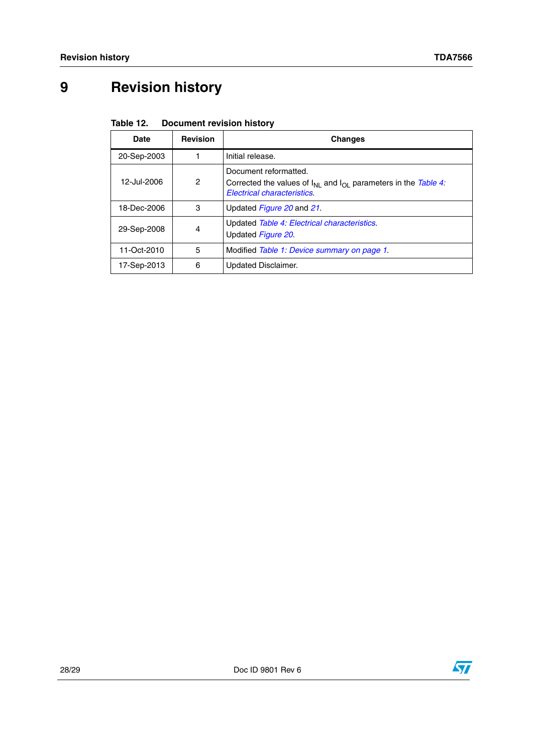# 9 Revision history

Table 12. Document revision history

| Date | Revision | Changes |
|---|---|---|
| 20-Sep-2003 | 1 | Initial release. |
| 12-Jul-2006 | 2 | Document reformatted.<br>Corrected the values of $I_{NL}$ and $I_{OL}$ parameters in the *Table 4: Electrical characteristics*. |
| 18-Dec-2006 | 3 | Updated *Figure 20* and *21*. |
| 29-Sep-2008 | 4 | Updated *Table 4: Electrical characteristics*.<br>Updated *Figure 20*. |
| 11-Oct-2010 | 5 | Modified *Table 1: Device summary on page 1*. |
| 17-Sep-2013 | 6 | Updated Disclaimer. |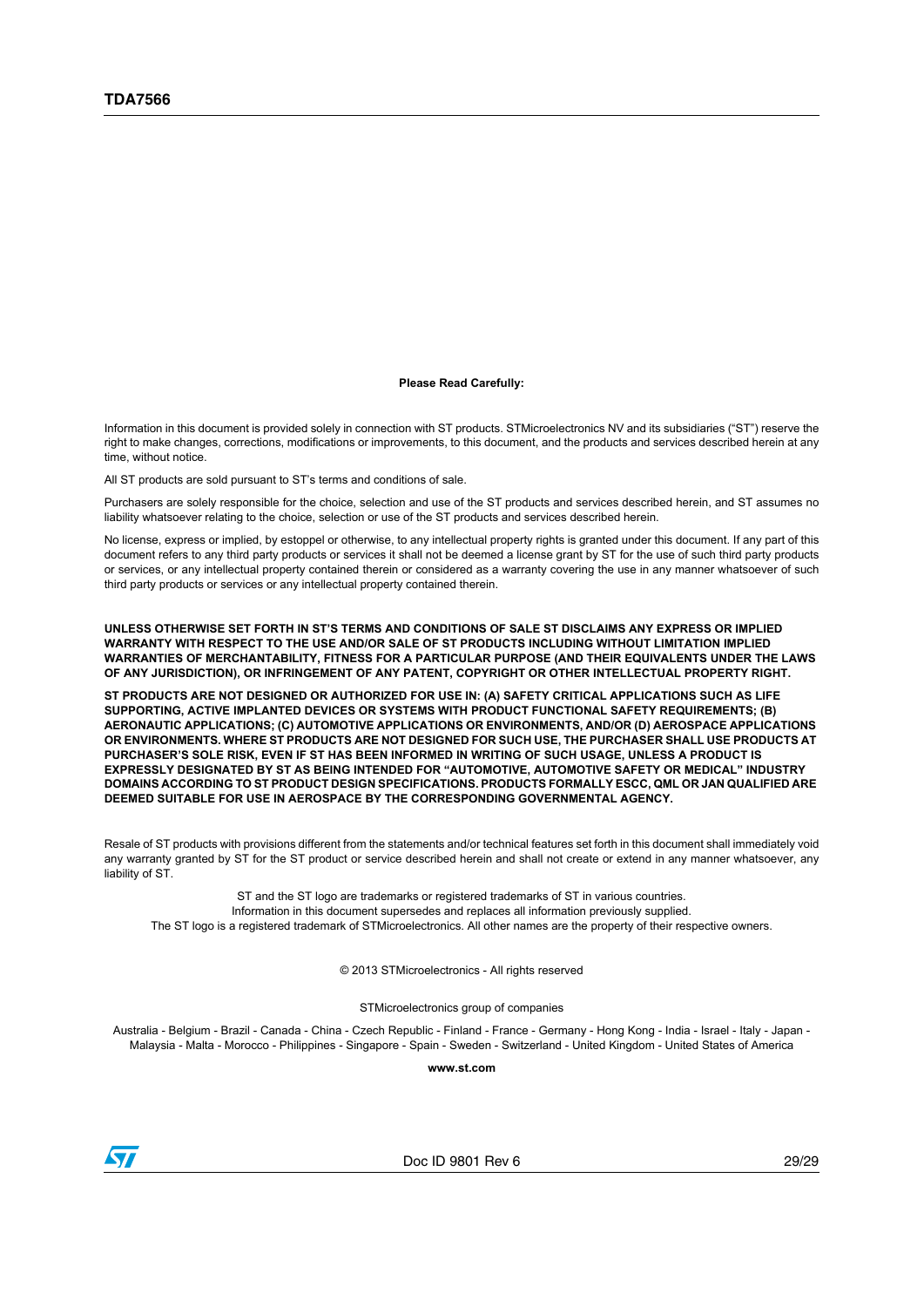**Please Read Carefully:**

Information in this document is provided solely in connection with ST products. STMicroelectronics NV and its subsidiaries (“ST”) reserve the right to make changes, corrections, modifications or improvements, to this document, and the products and services described herein at any time, without notice.

All ST products are sold pursuant to ST’s terms and conditions of sale.

Purchasers are solely responsible for the choice, selection and use of the ST products and services described herein, and ST assumes no liability whatsoever relating to the choice, selection or use of the ST products and services described herein.

No license, express or implied, by estoppel or otherwise, to any intellectual property rights is granted under this document. If any part of this document refers to any third party products or services it shall not be deemed a license grant by ST for the use of such third party products or services, or any intellectual property contained therein or considered as a warranty covering the use in any manner whatsoever of such third party products or services or any intellectual property contained therein.

**UNLESS OTHERWISE SET FORTH IN ST’S TERMS AND CONDITIONS OF SALE ST DISCLAIMS ANY EXPRESS OR IMPLIED WARRANTY WITH RESPECT TO THE USE AND/OR SALE OF ST PRODUCTS INCLUDING WITHOUT LIMITATION IMPLIED WARRANTIES OF MERCHANTABILITY, FITNESS FOR A PARTICULAR PURPOSE (AND THEIR EQUIVALENTS UNDER THE LAWS OF ANY JURISDICTION), OR INFRINGEMENT OF ANY PATENT, COPYRIGHT OR OTHER INTELLECTUAL PROPERTY RIGHT.**

**ST PRODUCTS ARE NOT DESIGNED OR AUTHORIZED FOR USE IN: (A) SAFETY CRITICAL APPLICATIONS SUCH AS LIFE SUPPORTING, ACTIVE IMPLANTED DEVICES OR SYSTEMS WITH PRODUCT FUNCTIONAL SAFETY REQUIREMENTS; (B) AERONAUTIC APPLICATIONS; (C) AUTOMOTIVE APPLICATIONS OR ENVIRONMENTS, AND/OR (D) AEROSPACE APPLICATIONS OR ENVIRONMENTS. WHERE ST PRODUCTS ARE NOT DESIGNED FOR SUCH USE, THE PURCHASER SHALL USE PRODUCTS AT PURCHASER’S SOLE RISK, EVEN IF ST HAS BEEN INFORMED IN WRITING OF SUCH USAGE, UNLESS A PRODUCT IS EXPRESSLY DESIGNATED BY ST AS BEING INTENDED FOR “AUTOMOTIVE, AUTOMOTIVE SAFETY OR MEDICAL” INDUSTRY DOMAINS ACCORDING TO ST PRODUCT DESIGN SPECIFICATIONS. PRODUCTS FORMALLY ESCC, QML OR JAN QUALIFIED ARE DEEMED SUITABLE FOR USE IN AEROSPACE BY THE CORRESPONDING GOVERNMENTAL AGENCY.**

Resale of ST products with provisions different from the statements and/or technical features set forth in this document shall immediately void any warranty granted by ST for the ST product or service described herein and shall not create or extend in any manner whatsoever, any liability of ST.

ST and the ST logo are trademarks or registered trademarks of ST in various countries.
Information in this document supersedes and replaces all information previously supplied.
The ST logo is a registered trademark of STMicroelectronics. All other names are the property of their respective owners.

© 2013 STMicroelectronics - All rights reserved

STMicroelectronics group of companies

Australia - Belgium - Brazil - Canada - China - Czech Republic - Finland - France - Germany - Hong Kong - India - Israel - Italy - Japan - Malaysia - Malta - Morocco - Philippines - Singapore - Spain - Sweden - Switzerland - United Kingdom - United States of America

**www.st.com**